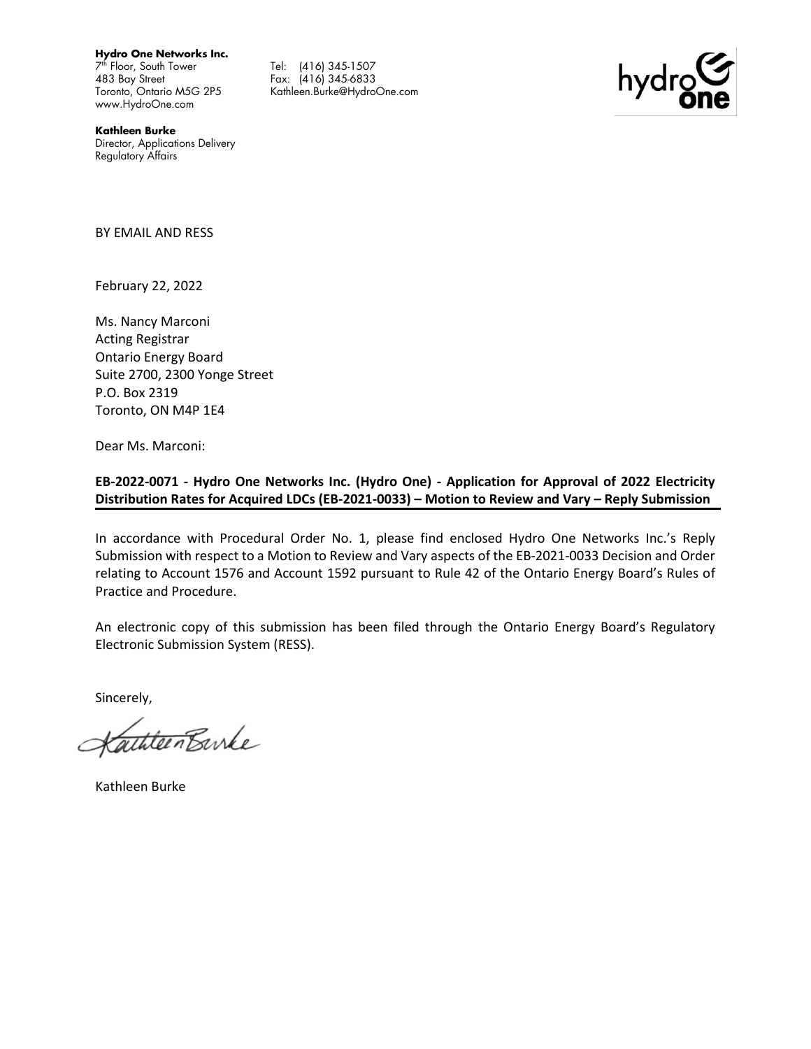**Hydro One Networks Inc.**
7th Floor, South Tower
483 Bay Street
Toronto, Ontario M5G 2P5
www.HydroOne.com

Tel: (416) 345-1507
Fax: (416) 345-6833
Kathleen.Burke@HydroOne.com

**Kathleen Burke**
Director, Applications Delivery
Regulatory Affairs

BY EMAIL AND RESS

February 22, 2022

Ms. Nancy Marconi
Acting Registrar
Ontario Energy Board
Suite 2700, 2300 Yonge Street
P.O. Box 2319
Toronto, ON M4P 1E4

Dear Ms. Marconi:

**EB-2022-0071 - Hydro One Networks Inc. (Hydro One) - Application for Approval of 2022 Electricity Distribution Rates for Acquired LDCs (EB-2021-0033) – Motion to Review and Vary – Reply Submission**

In accordance with Procedural Order No. 1, please find enclosed Hydro One Networks Inc.'s Reply Submission with respect to a Motion to Review and Vary aspects of the EB-2021-0033 Decision and Order relating to Account 1576 and Account 1592 pursuant to Rule 42 of the Ontario Energy Board's Rules of Practice and Procedure.

An electronic copy of this submission has been filed through the Ontario Energy Board's Regulatory Electronic Submission System (RESS).

Sincerely,

Kathleen Burke

Kathleen Burke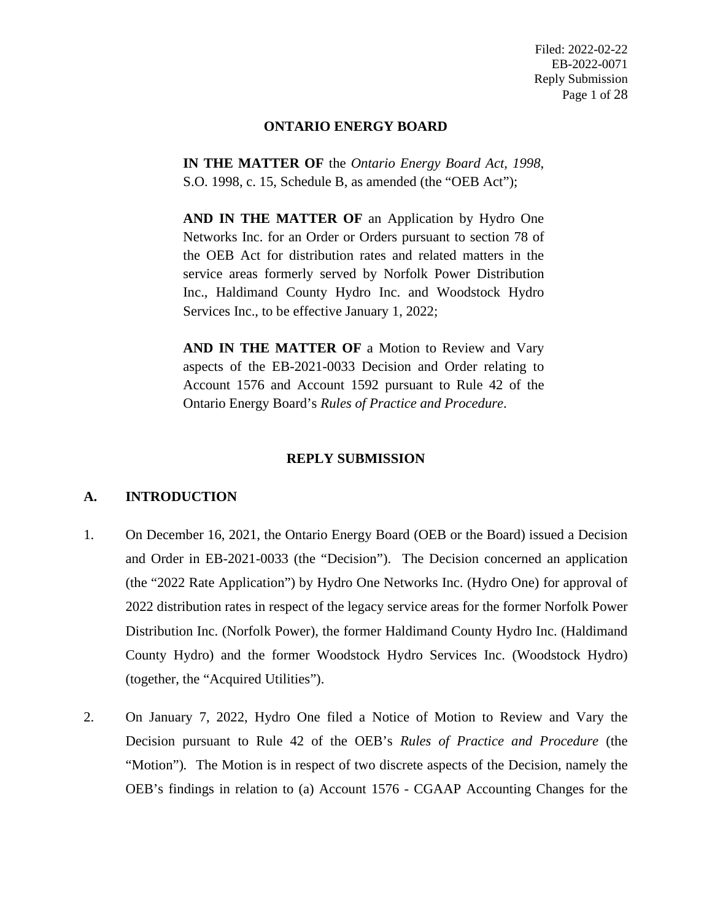**ONTARIO ENERGY BOARD**

**IN THE MATTER OF** the *Ontario Energy Board Act, 1998*, S.O. 1998, c. 15, Schedule B, as amended (the "OEB Act");

**AND IN THE MATTER OF** an Application by Hydro One Networks Inc. for an Order or Orders pursuant to section 78 of the OEB Act for distribution rates and related matters in the service areas formerly served by Norfolk Power Distribution Inc., Haldimand County Hydro Inc. and Woodstock Hydro Services Inc., to be effective January 1, 2022;

**AND IN THE MATTER OF** a Motion to Review and Vary aspects of the EB-2021-0033 Decision and Order relating to Account 1576 and Account 1592 pursuant to Rule 42 of the Ontario Energy Board's *Rules of Practice and Procedure*.

**REPLY SUBMISSION**

## A. INTRODUCTION

1. On December 16, 2021, the Ontario Energy Board (OEB or the Board) issued a Decision and Order in EB-2021-0033 (the "Decision"). The Decision concerned an application (the "2022 Rate Application") by Hydro One Networks Inc. (Hydro One) for approval of 2022 distribution rates in respect of the legacy service areas for the former Norfolk Power Distribution Inc. (Norfolk Power), the former Haldimand County Hydro Inc. (Haldimand County Hydro) and the former Woodstock Hydro Services Inc. (Woodstock Hydro) (together, the "Acquired Utilities").

2. On January 7, 2022, Hydro One filed a Notice of Motion to Review and Vary the Decision pursuant to Rule 42 of the OEB's *Rules of Practice and Procedure* (the "Motion"). The Motion is in respect of two discrete aspects of the Decision, namely the OEB's findings in relation to (a) Account 1576 - CGAAP Accounting Changes for the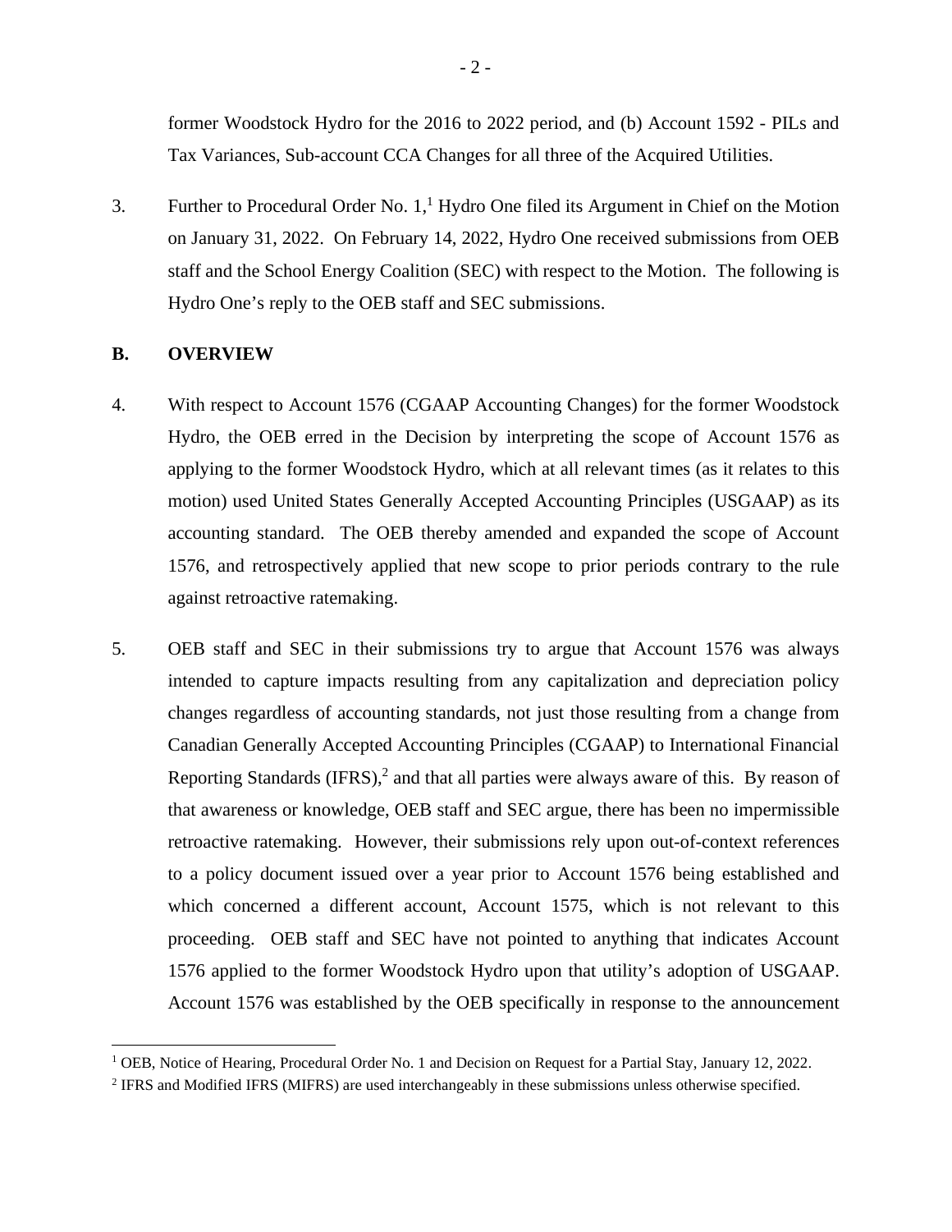former Woodstock Hydro for the 2016 to 2022 period, and (b) Account 1592 - PILs and Tax Variances, Sub-account CCA Changes for all three of the Acquired Utilities.

3. Further to Procedural Order No. 1,[1] Hydro One filed its Argument in Chief on the Motion on January 31, 2022. On February 14, 2022, Hydro One received submissions from OEB staff and the School Energy Coalition (SEC) with respect to the Motion. The following is Hydro One's reply to the OEB staff and SEC submissions.

## B. OVERVIEW

4. With respect to Account 1576 (CGAAP Accounting Changes) for the former Woodstock Hydro, the OEB erred in the Decision by interpreting the scope of Account 1576 as applying to the former Woodstock Hydro, which at all relevant times (as it relates to this motion) used United States Generally Accepted Accounting Principles (USGAAP) as its accounting standard. The OEB thereby amended and expanded the scope of Account 1576, and retrospectively applied that new scope to prior periods contrary to the rule against retroactive ratemaking.

5. OEB staff and SEC in their submissions try to argue that Account 1576 was always intended to capture impacts resulting from any capitalization and depreciation policy changes regardless of accounting standards, not just those resulting from a change from Canadian Generally Accepted Accounting Principles (CGAAP) to International Financial Reporting Standards (IFRS),[2] and that all parties were always aware of this. By reason of that awareness or knowledge, OEB staff and SEC argue, there has been no impermissible retroactive ratemaking. However, their submissions rely upon out-of-context references to a policy document issued over a year prior to Account 1576 being established and which concerned a different account, Account 1575, which is not relevant to this proceeding. OEB staff and SEC have not pointed to anything that indicates Account 1576 applied to the former Woodstock Hydro upon that utility's adoption of USGAAP. Account 1576 was established by the OEB specifically in response to the announcement

[1] OEB, Notice of Hearing, Procedural Order No. 1 and Decision on Request for a Partial Stay, January 12, 2022.

[2] IFRS and Modified IFRS (MIFRS) are used interchangeably in these submissions unless otherwise specified.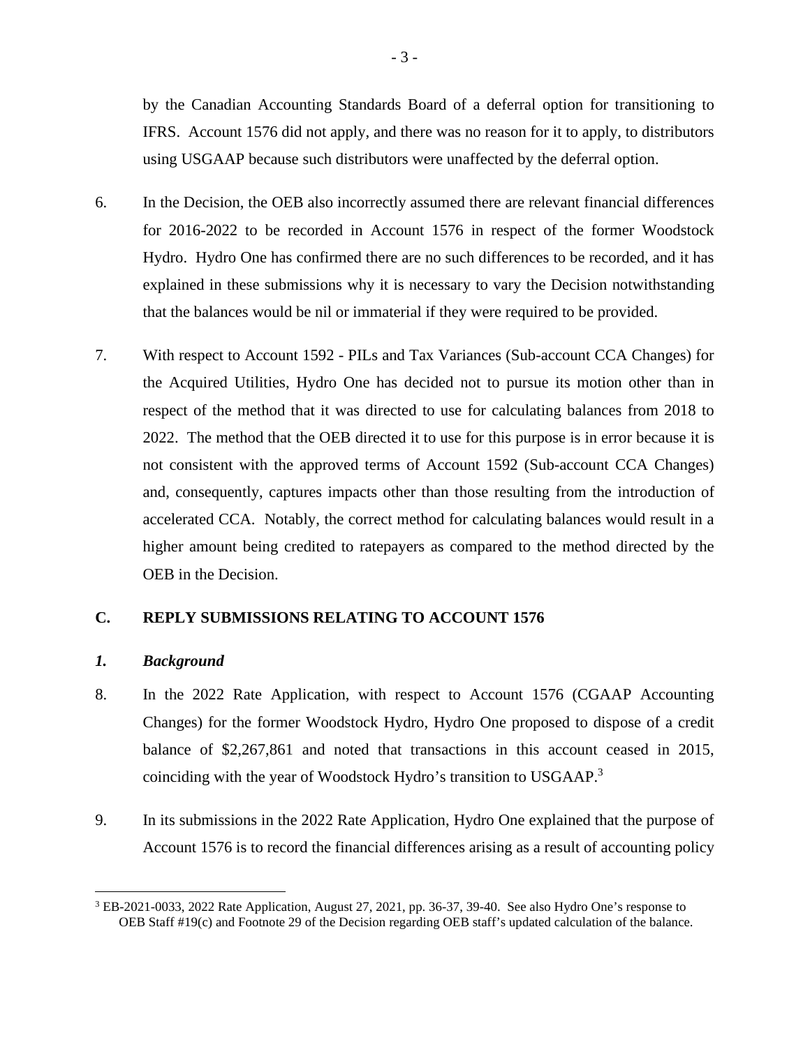by the Canadian Accounting Standards Board of a deferral option for transitioning to IFRS. Account 1576 did not apply, and there was no reason for it to apply, to distributors using USGAAP because such distributors were unaffected by the deferral option.

6. In the Decision, the OEB also incorrectly assumed there are relevant financial differences for 2016-2022 to be recorded in Account 1576 in respect of the former Woodstock Hydro. Hydro One has confirmed there are no such differences to be recorded, and it has explained in these submissions why it is necessary to vary the Decision notwithstanding that the balances would be nil or immaterial if they were required to be provided.

7. With respect to Account 1592 - PILs and Tax Variances (Sub-account CCA Changes) for the Acquired Utilities, Hydro One has decided not to pursue its motion other than in respect of the method that it was directed to use for calculating balances from 2018 to 2022. The method that the OEB directed it to use for this purpose is in error because it is not consistent with the approved terms of Account 1592 (Sub-account CCA Changes) and, consequently, captures impacts other than those resulting from the introduction of accelerated CCA. Notably, the correct method for calculating balances would result in a higher amount being credited to ratepayers as compared to the method directed by the OEB in the Decision.

## C. REPLY SUBMISSIONS RELATING TO ACCOUNT 1576

### *1. Background*

8. In the 2022 Rate Application, with respect to Account 1576 (CGAAP Accounting Changes) for the former Woodstock Hydro, Hydro One proposed to dispose of a credit balance of $2,267,861 and noted that transactions in this account ceased in 2015, coinciding with the year of Woodstock Hydro's transition to USGAAP.[3]

9. In its submissions in the 2022 Rate Application, Hydro One explained that the purpose of Account 1576 is to record the financial differences arising as a result of accounting policy

---

[3] EB-2021-0033, 2022 Rate Application, August 27, 2021, pp. 36-37, 39-40. See also Hydro One's response to OEB Staff #19(c) and Footnote 29 of the Decision regarding OEB staff's updated calculation of the balance.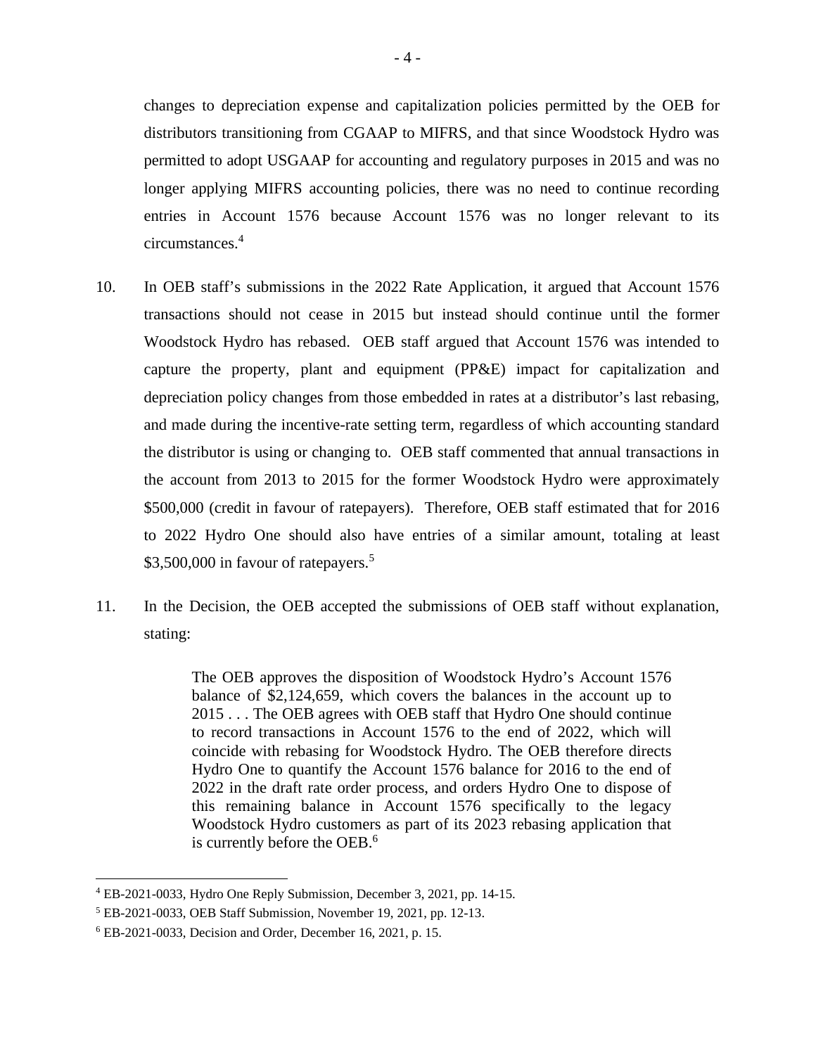changes to depreciation expense and capitalization policies permitted by the OEB for distributors transitioning from CGAAP to MIFRS, and that since Woodstock Hydro was permitted to adopt USGAAP for accounting and regulatory purposes in 2015 and was no longer applying MIFRS accounting policies, there was no need to continue recording entries in Account 1576 because Account 1576 was no longer relevant to its circumstances.[4]

10. In OEB staff's submissions in the 2022 Rate Application, it argued that Account 1576 transactions should not cease in 2015 but instead should continue until the former Woodstock Hydro has rebased. OEB staff argued that Account 1576 was intended to capture the property, plant and equipment (PP&E) impact for capitalization and depreciation policy changes from those embedded in rates at a distributor's last rebasing, and made during the incentive-rate setting term, regardless of which accounting standard the distributor is using or changing to. OEB staff commented that annual transactions in the account from 2013 to 2015 for the former Woodstock Hydro were approximately $500,000 (credit in favour of ratepayers). Therefore, OEB staff estimated that for 2016 to 2022 Hydro One should also have entries of a similar amount, totaling at least $3,500,000 in favour of ratepayers.[5]

11. In the Decision, the OEB accepted the submissions of OEB staff without explanation, stating:

> The OEB approves the disposition of Woodstock Hydro's Account 1576 balance of $2,124,659, which covers the balances in the account up to 2015 . . . The OEB agrees with OEB staff that Hydro One should continue to record transactions in Account 1576 to the end of 2022, which will coincide with rebasing for Woodstock Hydro. The OEB therefore directs Hydro One to quantify the Account 1576 balance for 2016 to the end of 2022 in the draft rate order process, and orders Hydro One to dispose of this remaining balance in Account 1576 specifically to the legacy Woodstock Hydro customers as part of its 2023 rebasing application that is currently before the OEB.[6]

---

[4] EB-2021-0033, Hydro One Reply Submission, December 3, 2021, pp. 14-15.

[5] EB-2021-0033, OEB Staff Submission, November 19, 2021, pp. 12-13.

[6] EB-2021-0033, Decision and Order, December 16, 2021, p. 15.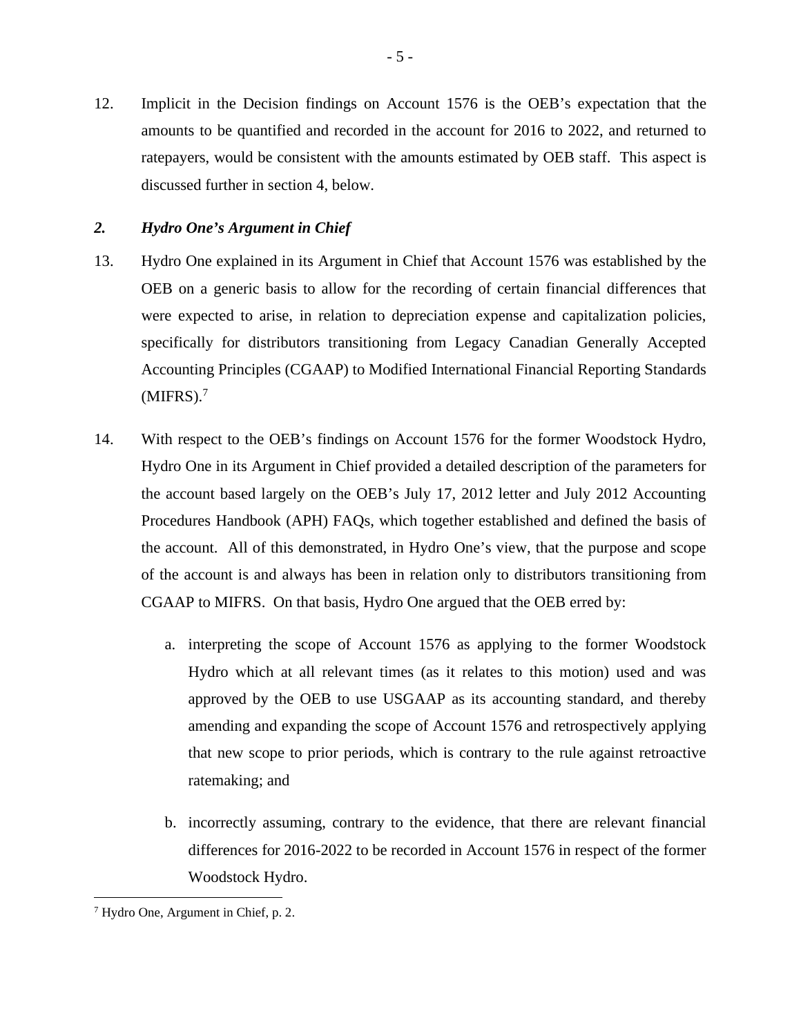12. Implicit in the Decision findings on Account 1576 is the OEB's expectation that the amounts to be quantified and recorded in the account for 2016 to 2022, and returned to ratepayers, would be consistent with the amounts estimated by OEB staff. This aspect is discussed further in section 4, below.

### *2. Hydro One's Argument in Chief*

13. Hydro One explained in its Argument in Chief that Account 1576 was established by the OEB on a generic basis to allow for the recording of certain financial differences that were expected to arise, in relation to depreciation expense and capitalization policies, specifically for distributors transitioning from Legacy Canadian Generally Accepted Accounting Principles (CGAAP) to Modified International Financial Reporting Standards (MIFRS).[7]

14. With respect to the OEB's findings on Account 1576 for the former Woodstock Hydro, Hydro One in its Argument in Chief provided a detailed description of the parameters for the account based largely on the OEB's July 17, 2012 letter and July 2012 Accounting Procedures Handbook (APH) FAQs, which together established and defined the basis of the account. All of this demonstrated, in Hydro One's view, that the purpose and scope of the account is and always has been in relation only to distributors transitioning from CGAAP to MIFRS. On that basis, Hydro One argued that the OEB erred by:

    a. interpreting the scope of Account 1576 as applying to the former Woodstock Hydro which at all relevant times (as it relates to this motion) used and was approved by the OEB to use USGAAP as its accounting standard, and thereby amending and expanding the scope of Account 1576 and retrospectively applying that new scope to prior periods, which is contrary to the rule against retroactive ratemaking; and

    b. incorrectly assuming, contrary to the evidence, that there are relevant financial differences for 2016-2022 to be recorded in Account 1576 in respect of the former Woodstock Hydro.

[7] Hydro One, Argument in Chief, p. 2.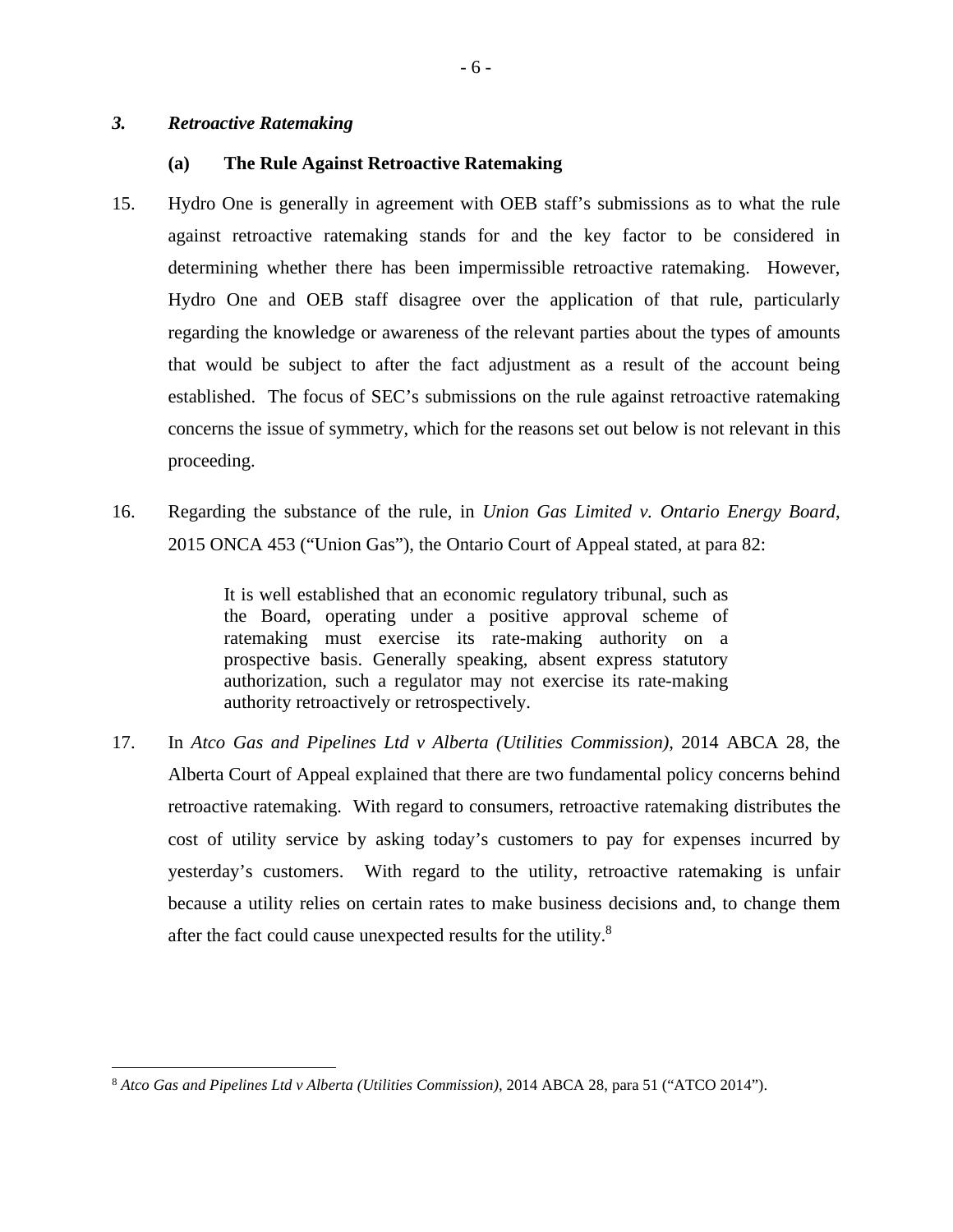### *3. Retroactive Ratemaking*

#### (a) The Rule Against Retroactive Ratemaking

15. Hydro One is generally in agreement with OEB staff's submissions as to what the rule against retroactive ratemaking stands for and the key factor to be considered in determining whether there has been impermissible retroactive ratemaking. However, Hydro One and OEB staff disagree over the application of that rule, particularly regarding the knowledge or awareness of the relevant parties about the types of amounts that would be subject to after the fact adjustment as a result of the account being established. The focus of SEC's submissions on the rule against retroactive ratemaking concerns the issue of symmetry, which for the reasons set out below is not relevant in this proceeding.

16. Regarding the substance of the rule, in *Union Gas Limited v. Ontario Energy Board*, 2015 ONCA 453 ("Union Gas"), the Ontario Court of Appeal stated, at para 82:

> It is well established that an economic regulatory tribunal, such as the Board, operating under a positive approval scheme of ratemaking must exercise its rate-making authority on a prospective basis. Generally speaking, absent express statutory authorization, such a regulator may not exercise its rate-making authority retroactively or retrospectively.

17. In *Atco Gas and Pipelines Ltd v Alberta (Utilities Commission)*, 2014 ABCA 28, the Alberta Court of Appeal explained that there are two fundamental policy concerns behind retroactive ratemaking. With regard to consumers, retroactive ratemaking distributes the cost of utility service by asking today's customers to pay for expenses incurred by yesterday's customers. With regard to the utility, retroactive ratemaking is unfair because a utility relies on certain rates to make business decisions and, to change them after the fact could cause unexpected results for the utility.[8]

---

[8] *Atco Gas and Pipelines Ltd v Alberta (Utilities Commission)*, 2014 ABCA 28, para 51 ("ATCO 2014").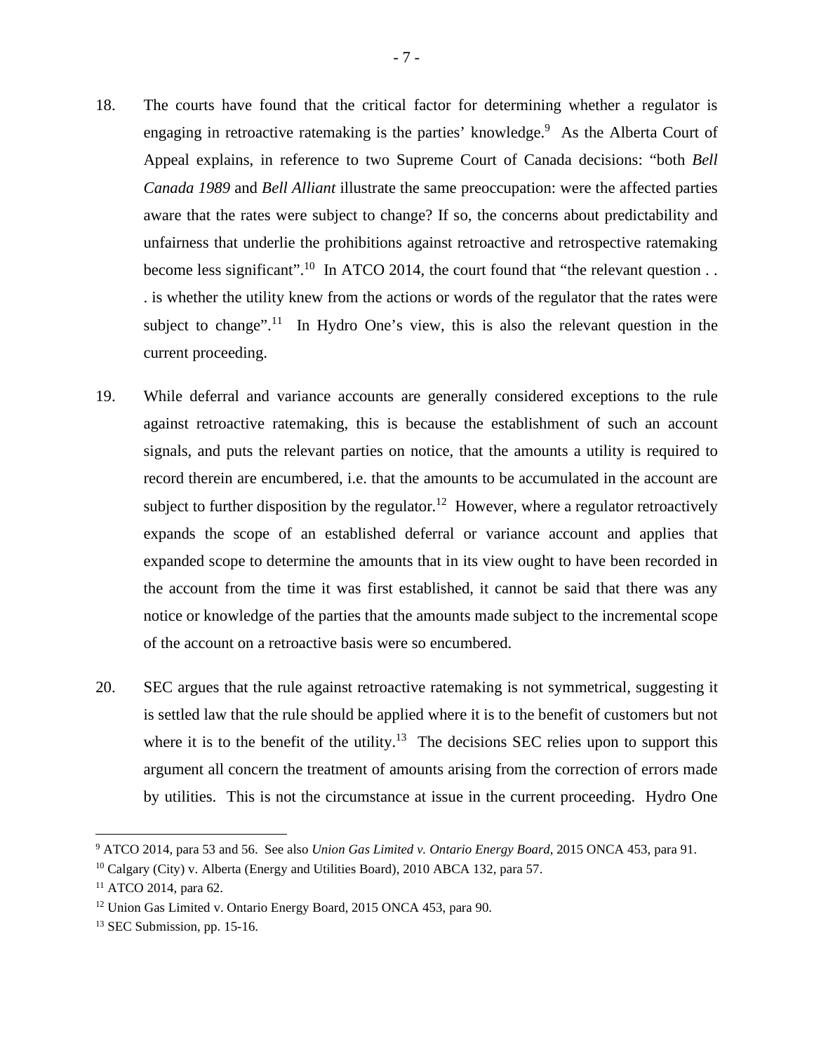18. The courts have found that the critical factor for determining whether a regulator is engaging in retroactive ratemaking is the parties' knowledge.[9] As the Alberta Court of Appeal explains, in reference to two Supreme Court of Canada decisions: "both *Bell Canada 1989* and *Bell Alliant* illustrate the same preoccupation: were the affected parties aware that the rates were subject to change? If so, the concerns about predictability and unfairness that underlie the prohibitions against retroactive and retrospective ratemaking become less significant".[10] In ATCO 2014, the court found that "the relevant question . . . is whether the utility knew from the actions or words of the regulator that the rates were subject to change".[11] In Hydro One's view, this is also the relevant question in the current proceeding.

19. While deferral and variance accounts are generally considered exceptions to the rule against retroactive ratemaking, this is because the establishment of such an account signals, and puts the relevant parties on notice, that the amounts a utility is required to record therein are encumbered, i.e. that the amounts to be accumulated in the account are subject to further disposition by the regulator.[12] However, where a regulator retroactively expands the scope of an established deferral or variance account and applies that expanded scope to determine the amounts that in its view ought to have been recorded in the account from the time it was first established, it cannot be said that there was any notice or knowledge of the parties that the amounts made subject to the incremental scope of the account on a retroactive basis were so encumbered.

20. SEC argues that the rule against retroactive ratemaking is not symmetrical, suggesting it is settled law that the rule should be applied where it is to the benefit of customers but not where it is to the benefit of the utility.[13] The decisions SEC relies upon to support this argument all concern the treatment of amounts arising from the correction of errors made by utilities. This is not the circumstance at issue in the current proceeding. Hydro One

---

[9] ATCO 2014, para 53 and 56. See also *Union Gas Limited v. Ontario Energy Board*, 2015 ONCA 453, para 91.

[10] Calgary (City) v. Alberta (Energy and Utilities Board), 2010 ABCA 132, para 57.

[11] ATCO 2014, para 62.

[12] Union Gas Limited v. Ontario Energy Board, 2015 ONCA 453, para 90.

[13] SEC Submission, pp. 15-16.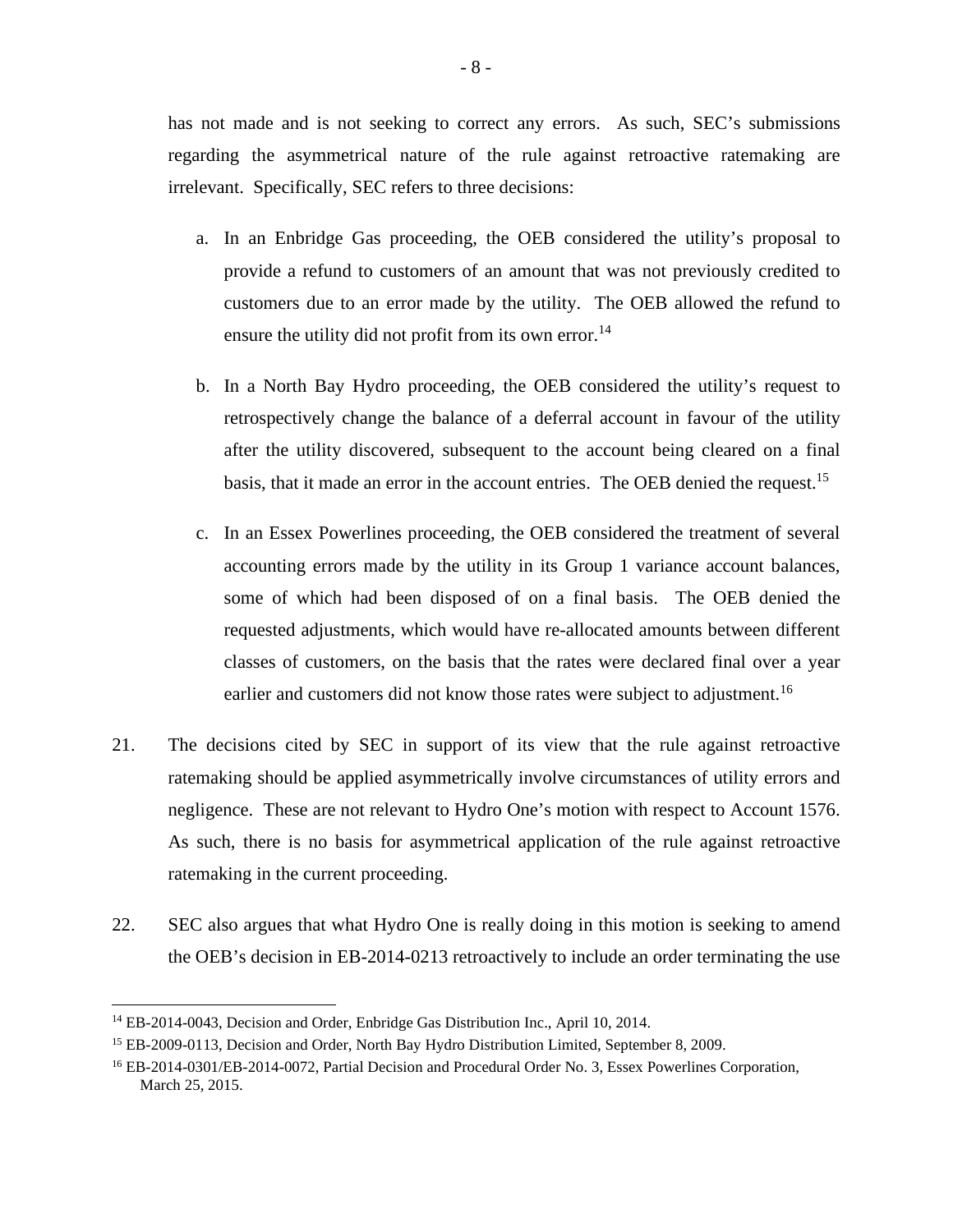has not made and is not seeking to correct any errors. As such, SEC's submissions regarding the asymmetrical nature of the rule against retroactive ratemaking are irrelevant. Specifically, SEC refers to three decisions:

a. In an Enbridge Gas proceeding, the OEB considered the utility's proposal to provide a refund to customers of an amount that was not previously credited to customers due to an error made by the utility. The OEB allowed the refund to ensure the utility did not profit from its own error.[14]

b. In a North Bay Hydro proceeding, the OEB considered the utility's request to retrospectively change the balance of a deferral account in favour of the utility after the utility discovered, subsequent to the account being cleared on a final basis, that it made an error in the account entries. The OEB denied the request.[15]

c. In an Essex Powerlines proceeding, the OEB considered the treatment of several accounting errors made by the utility in its Group 1 variance account balances, some of which had been disposed of on a final basis. The OEB denied the requested adjustments, which would have re-allocated amounts between different classes of customers, on the basis that the rates were declared final over a year earlier and customers did not know those rates were subject to adjustment.[16]

21. The decisions cited by SEC in support of its view that the rule against retroactive ratemaking should be applied asymmetrically involve circumstances of utility errors and negligence. These are not relevant to Hydro One's motion with respect to Account 1576. As such, there is no basis for asymmetrical application of the rule against retroactive ratemaking in the current proceeding.

22. SEC also argues that what Hydro One is really doing in this motion is seeking to amend the OEB's decision in EB-2014-0213 retroactively to include an order terminating the use

---

[14] EB-2014-0043, Decision and Order, Enbridge Gas Distribution Inc., April 10, 2014.

[15] EB-2009-0113, Decision and Order, North Bay Hydro Distribution Limited, September 8, 2009.

[16] EB-2014-0301/EB-2014-0072, Partial Decision and Procedural Order No. 3, Essex Powerlines Corporation, March 25, 2015.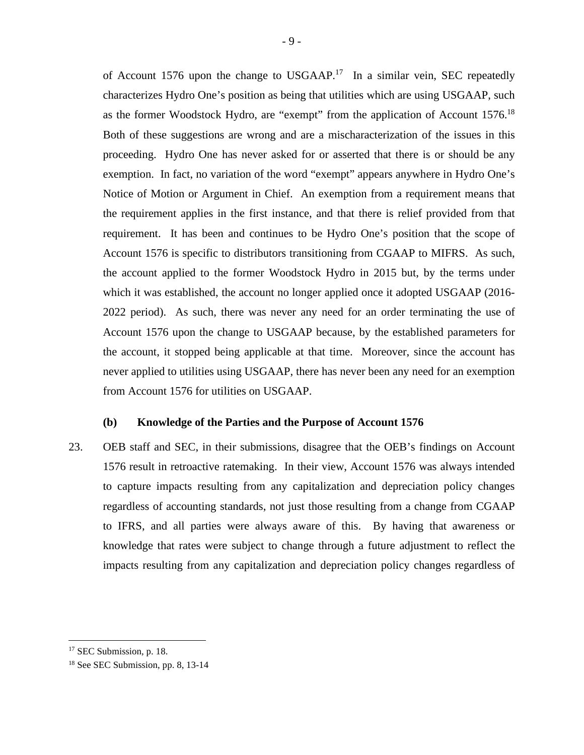of Account 1576 upon the change to USGAAP.[17] In a similar vein, SEC repeatedly characterizes Hydro One's position as being that utilities which are using USGAAP, such as the former Woodstock Hydro, are "exempt" from the application of Account 1576.[18] Both of these suggestions are wrong and are a mischaracterization of the issues in this proceeding. Hydro One has never asked for or asserted that there is or should be any exemption. In fact, no variation of the word "exempt" appears anywhere in Hydro One's Notice of Motion or Argument in Chief. An exemption from a requirement means that the requirement applies in the first instance, and that there is relief provided from that requirement. It has been and continues to be Hydro One's position that the scope of Account 1576 is specific to distributors transitioning from CGAAP to MIFRS. As such, the account applied to the former Woodstock Hydro in 2015 but, by the terms under which it was established, the account no longer applied once it adopted USGAAP (2016-2022 period). As such, there was never any need for an order terminating the use of Account 1576 upon the change to USGAAP because, by the established parameters for the account, it stopped being applicable at that time. Moreover, since the account has never applied to utilities using USGAAP, there has never been any need for an exemption from Account 1576 for utilities on USGAAP.

### (b) Knowledge of the Parties and the Purpose of Account 1576

23. OEB staff and SEC, in their submissions, disagree that the OEB's findings on Account 1576 result in retroactive ratemaking. In their view, Account 1576 was always intended to capture impacts resulting from any capitalization and depreciation policy changes regardless of accounting standards, not just those resulting from a change from CGAAP to IFRS, and all parties were always aware of this. By having that awareness or knowledge that rates were subject to change through a future adjustment to reflect the impacts resulting from any capitalization and depreciation policy changes regardless of

[17] SEC Submission, p. 18.

[18] See SEC Submission, pp. 8, 13-14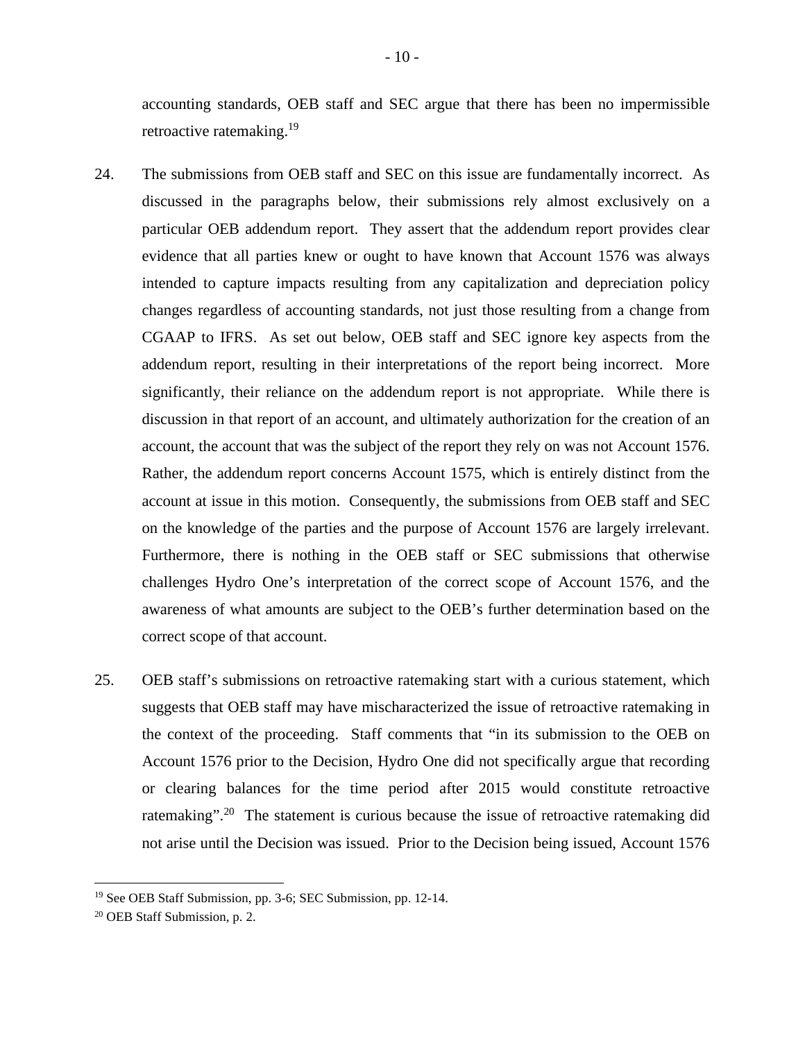accounting standards, OEB staff and SEC argue that there has been no impermissible retroactive ratemaking.[19]

24. The submissions from OEB staff and SEC on this issue are fundamentally incorrect. As discussed in the paragraphs below, their submissions rely almost exclusively on a particular OEB addendum report. They assert that the addendum report provides clear evidence that all parties knew or ought to have known that Account 1576 was always intended to capture impacts resulting from any capitalization and depreciation policy changes regardless of accounting standards, not just those resulting from a change from CGAAP to IFRS. As set out below, OEB staff and SEC ignore key aspects from the addendum report, resulting in their interpretations of the report being incorrect. More significantly, their reliance on the addendum report is not appropriate. While there is discussion in that report of an account, and ultimately authorization for the creation of an account, the account that was the subject of the report they rely on was not Account 1576. Rather, the addendum report concerns Account 1575, which is entirely distinct from the account at issue in this motion. Consequently, the submissions from OEB staff and SEC on the knowledge of the parties and the purpose of Account 1576 are largely irrelevant. Furthermore, there is nothing in the OEB staff or SEC submissions that otherwise challenges Hydro One's interpretation of the correct scope of Account 1576, and the awareness of what amounts are subject to the OEB's further determination based on the correct scope of that account.

25. OEB staff's submissions on retroactive ratemaking start with a curious statement, which suggests that OEB staff may have mischaracterized the issue of retroactive ratemaking in the context of the proceeding. Staff comments that "in its submission to the OEB on Account 1576 prior to the Decision, Hydro One did not specifically argue that recording or clearing balances for the time period after 2015 would constitute retroactive ratemaking".[20] The statement is curious because the issue of retroactive ratemaking did not arise until the Decision was issued. Prior to the Decision being issued, Account 1576

---

[19] See OEB Staff Submission, pp. 3-6; SEC Submission, pp. 12-14.

[20] OEB Staff Submission, p. 2.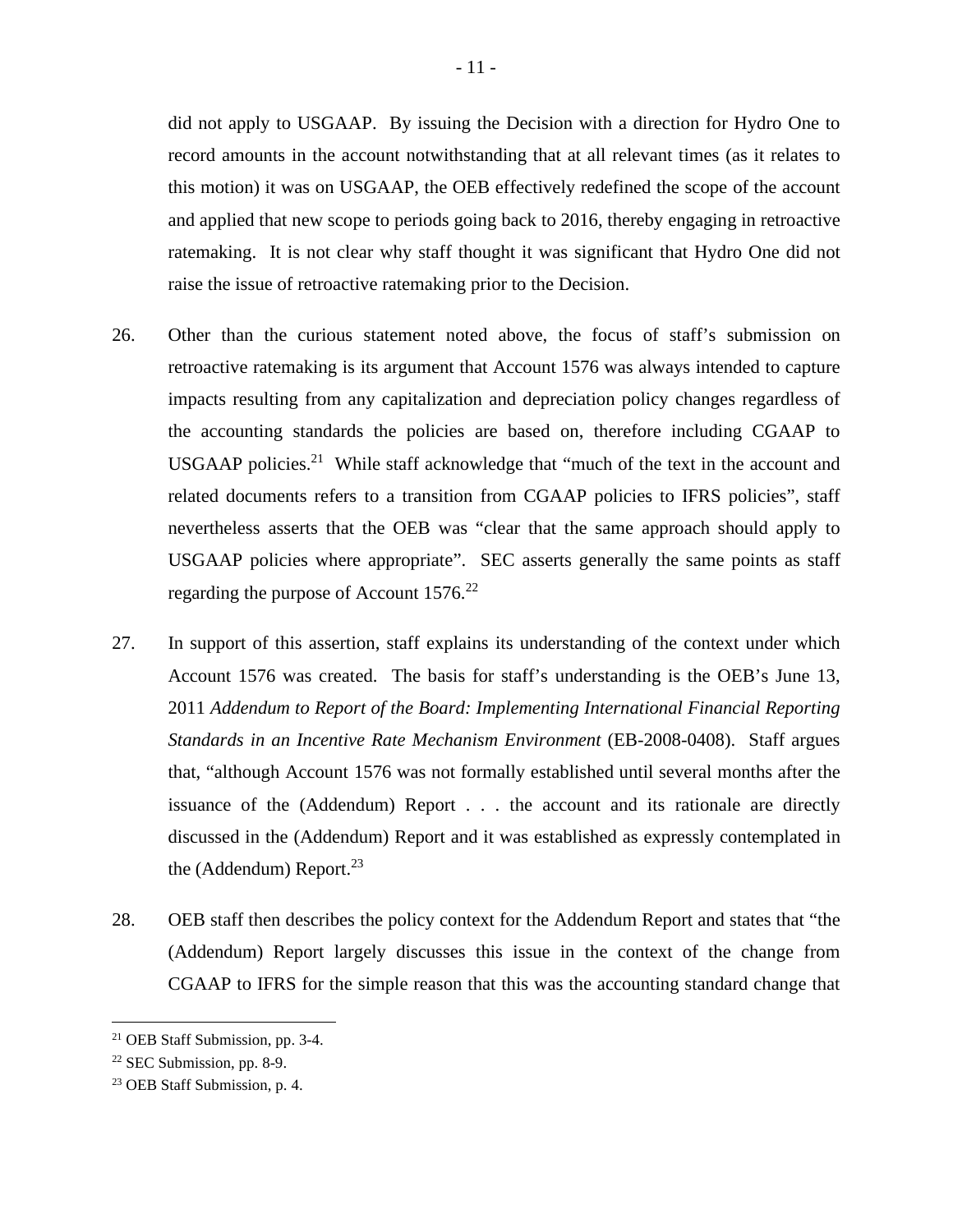did not apply to USGAAP. By issuing the Decision with a direction for Hydro One to record amounts in the account notwithstanding that at all relevant times (as it relates to this motion) it was on USGAAP, the OEB effectively redefined the scope of the account and applied that new scope to periods going back to 2016, thereby engaging in retroactive ratemaking. It is not clear why staff thought it was significant that Hydro One did not raise the issue of retroactive ratemaking prior to the Decision.

26. Other than the curious statement noted above, the focus of staff's submission on retroactive ratemaking is its argument that Account 1576 was always intended to capture impacts resulting from any capitalization and depreciation policy changes regardless of the accounting standards the policies are based on, therefore including CGAAP to USGAAP policies.[21] While staff acknowledge that "much of the text in the account and related documents refers to a transition from CGAAP policies to IFRS policies", staff nevertheless asserts that the OEB was "clear that the same approach should apply to USGAAP policies where appropriate". SEC asserts generally the same points as staff regarding the purpose of Account 1576.[22]

27. In support of this assertion, staff explains its understanding of the context under which Account 1576 was created. The basis for staff's understanding is the OEB's June 13, 2011 *Addendum to Report of the Board: Implementing International Financial Reporting Standards in an Incentive Rate Mechanism Environment* (EB-2008-0408). Staff argues that, "although Account 1576 was not formally established until several months after the issuance of the (Addendum) Report . . . the account and its rationale are directly discussed in the (Addendum) Report and it was established as expressly contemplated in the (Addendum) Report.[23]

28. OEB staff then describes the policy context for the Addendum Report and states that "the (Addendum) Report largely discusses this issue in the context of the change from CGAAP to IFRS for the simple reason that this was the accounting standard change that

---

[21] OEB Staff Submission, pp. 3-4.

[22] SEC Submission, pp. 8-9.

[23] OEB Staff Submission, p. 4.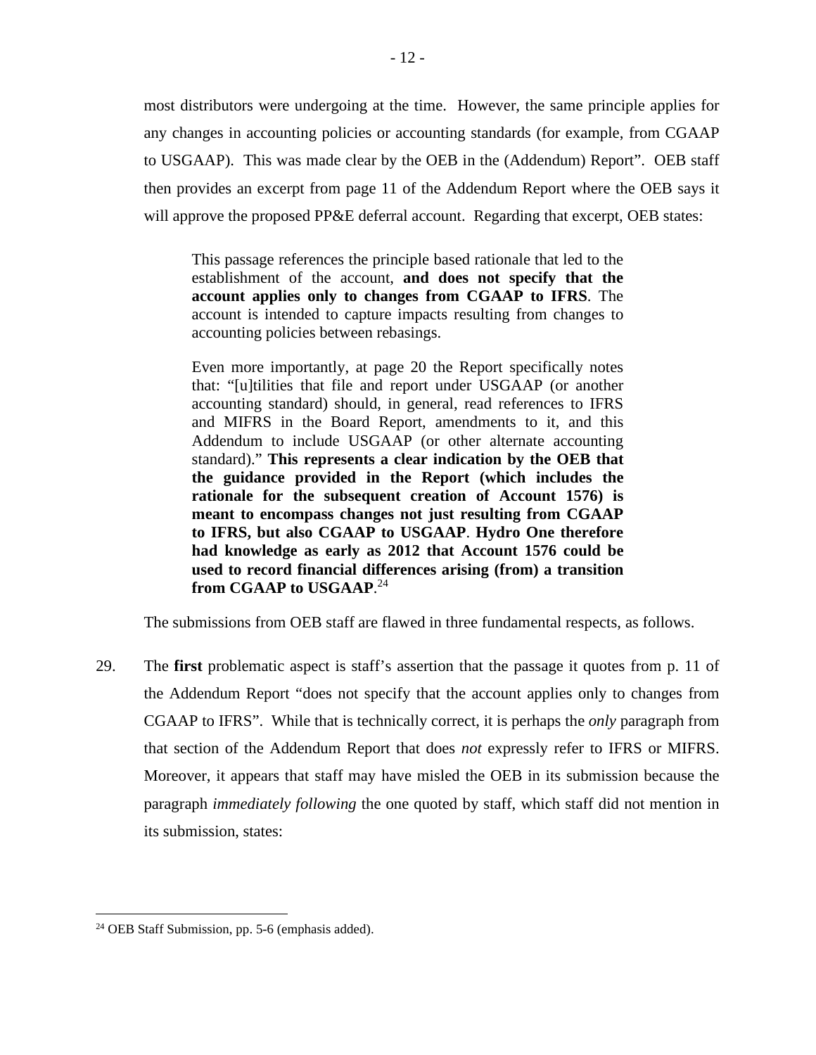most distributors were undergoing at the time. However, the same principle applies for any changes in accounting policies or accounting standards (for example, from CGAAP to USGAAP). This was made clear by the OEB in the (Addendum) Report". OEB staff then provides an excerpt from page 11 of the Addendum Report where the OEB says it will approve the proposed PP&E deferral account. Regarding that excerpt, OEB states:

> This passage references the principle based rationale that led to the establishment of the account, **and does not specify that the account applies only to changes from CGAAP to IFRS**. The account is intended to capture impacts resulting from changes to accounting policies between rebasings.
>
> Even more importantly, at page 20 the Report specifically notes that: "[u]tilities that file and report under USGAAP (or another accounting standard) should, in general, read references to IFRS and MIFRS in the Board Report, amendments to it, and this Addendum to include USGAAP (or other alternate accounting standard)." **This represents a clear indication by the OEB that the guidance provided in the Report (which includes the rationale for the subsequent creation of Account 1576) is meant to encompass changes not just resulting from CGAAP to IFRS, but also CGAAP to USGAAP**. **Hydro One therefore had knowledge as early as 2012 that Account 1576 could be used to record financial differences arising (from) a transition from CGAAP to USGAAP**.[24]

The submissions from OEB staff are flawed in three fundamental respects, as follows.

29. The **first** problematic aspect is staff's assertion that the passage it quotes from p. 11 of the Addendum Report "does not specify that the account applies only to changes from CGAAP to IFRS". While that is technically correct, it is perhaps the *only* paragraph from that section of the Addendum Report that does *not* expressly refer to IFRS or MIFRS. Moreover, it appears that staff may have misled the OEB in its submission because the paragraph *immediately following* the one quoted by staff, which staff did not mention in its submission, states:

---

[24] OEB Staff Submission, pp. 5-6 (emphasis added).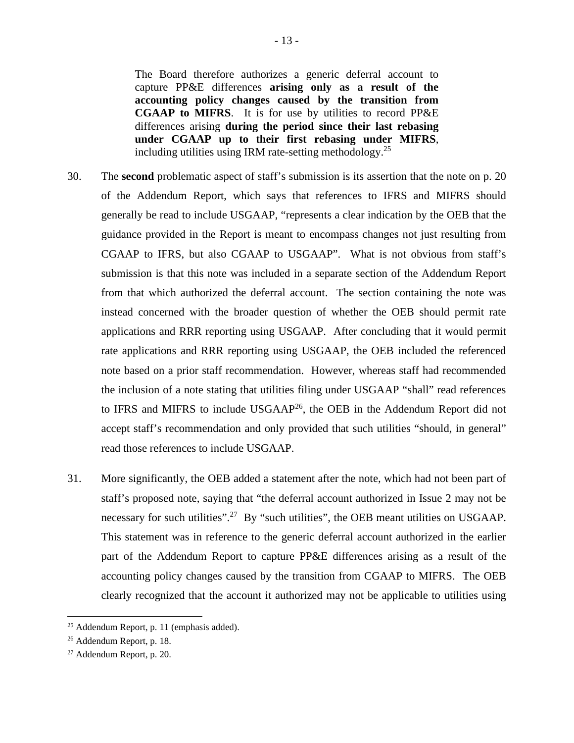> The Board therefore authorizes a generic deferral account to capture PP&E differences **arising only as a result of the accounting policy changes caused by the transition from CGAAP to MIFRS**. It is for use by utilities to record PP&E differences arising **during the period since their last rebasing under CGAAP up to their first rebasing under MIFRS**, including utilities using IRM rate-setting methodology.[25]

30. The **second** problematic aspect of staff's submission is its assertion that the note on p. 20 of the Addendum Report, which says that references to IFRS and MIFRS should generally be read to include USGAAP, "represents a clear indication by the OEB that the guidance provided in the Report is meant to encompass changes not just resulting from CGAAP to IFRS, but also CGAAP to USGAAP". What is not obvious from staff's submission is that this note was included in a separate section of the Addendum Report from that which authorized the deferral account. The section containing the note was instead concerned with the broader question of whether the OEB should permit rate applications and RRR reporting using USGAAP. After concluding that it would permit rate applications and RRR reporting using USGAAP, the OEB included the referenced note based on a prior staff recommendation. However, whereas staff had recommended the inclusion of a note stating that utilities filing under USGAAP "shall" read references to IFRS and MIFRS to include USGAAP[26], the OEB in the Addendum Report did not accept staff's recommendation and only provided that such utilities "should, in general" read those references to include USGAAP.

31. More significantly, the OEB added a statement after the note, which had not been part of staff's proposed note, saying that "the deferral account authorized in Issue 2 may not be necessary for such utilities".[27] By "such utilities", the OEB meant utilities on USGAAP. This statement was in reference to the generic deferral account authorized in the earlier part of the Addendum Report to capture PP&E differences arising as a result of the accounting policy changes caused by the transition from CGAAP to MIFRS. The OEB clearly recognized that the account it authorized may not be applicable to utilities using

---

[25] Addendum Report, p. 11 (emphasis added).

[26] Addendum Report, p. 18.

[27] Addendum Report, p. 20.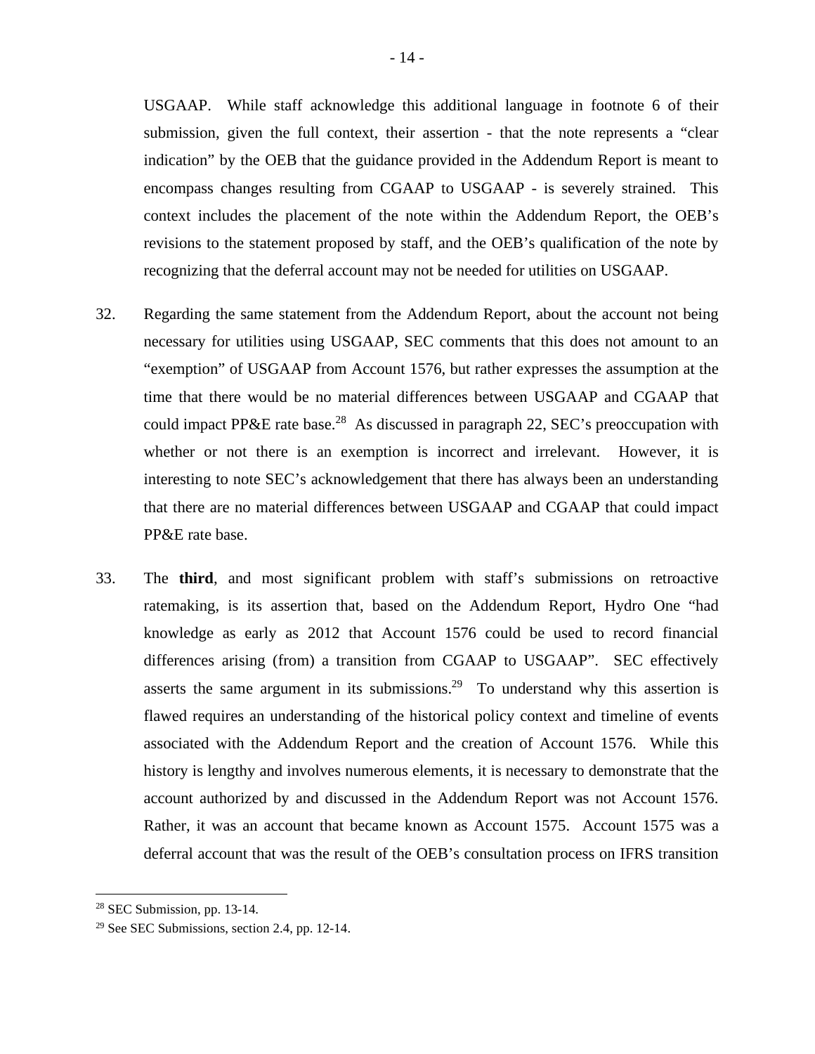USGAAP. While staff acknowledge this additional language in footnote 6 of their submission, given the full context, their assertion - that the note represents a "clear indication" by the OEB that the guidance provided in the Addendum Report is meant to encompass changes resulting from CGAAP to USGAAP - is severely strained. This context includes the placement of the note within the Addendum Report, the OEB's revisions to the statement proposed by staff, and the OEB's qualification of the note by recognizing that the deferral account may not be needed for utilities on USGAAP.

32. Regarding the same statement from the Addendum Report, about the account not being necessary for utilities using USGAAP, SEC comments that this does not amount to an "exemption" of USGAAP from Account 1576, but rather expresses the assumption at the time that there would be no material differences between USGAAP and CGAAP that could impact PP&E rate base.[28] As discussed in paragraph 22, SEC's preoccupation with whether or not there is an exemption is incorrect and irrelevant. However, it is interesting to note SEC's acknowledgement that there has always been an understanding that there are no material differences between USGAAP and CGAAP that could impact PP&E rate base.

33. The **third**, and most significant problem with staff's submissions on retroactive ratemaking, is its assertion that, based on the Addendum Report, Hydro One "had knowledge as early as 2012 that Account 1576 could be used to record financial differences arising (from) a transition from CGAAP to USGAAP". SEC effectively asserts the same argument in its submissions.[29] To understand why this assertion is flawed requires an understanding of the historical policy context and timeline of events associated with the Addendum Report and the creation of Account 1576. While this history is lengthy and involves numerous elements, it is necessary to demonstrate that the account authorized by and discussed in the Addendum Report was not Account 1576. Rather, it was an account that became known as Account 1575. Account 1575 was a deferral account that was the result of the OEB's consultation process on IFRS transition

[28] SEC Submission, pp. 13-14.

[29] See SEC Submissions, section 2.4, pp. 12-14.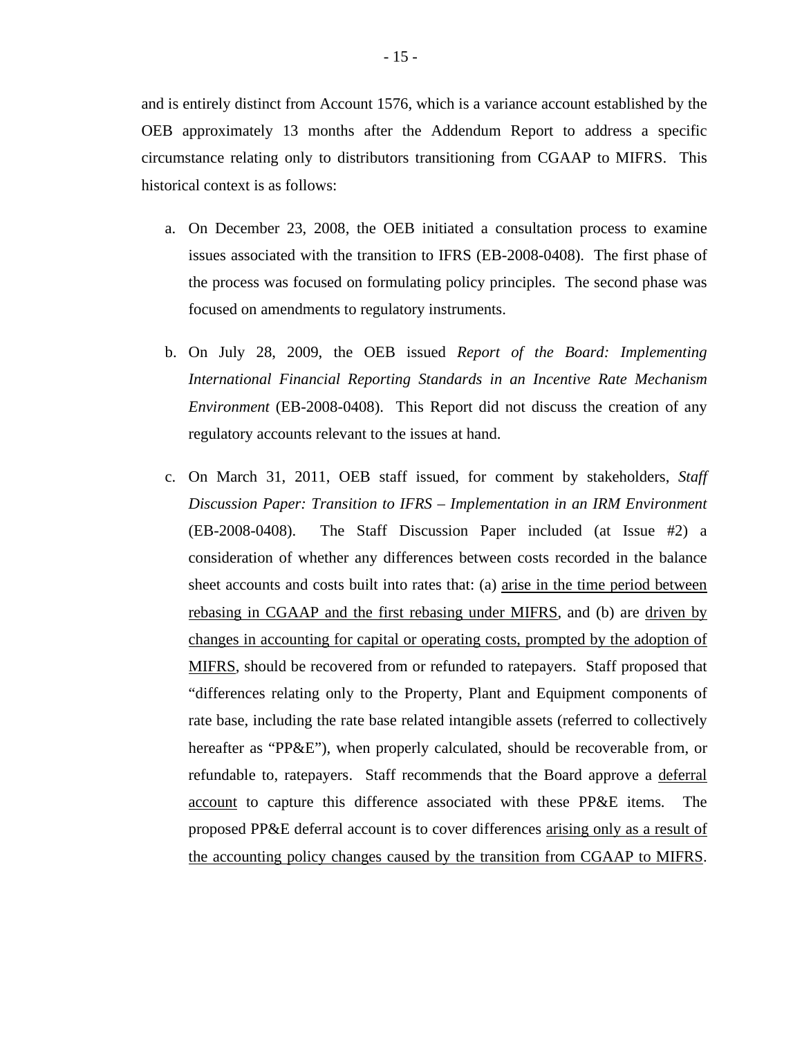and is entirely distinct from Account 1576, which is a variance account established by the OEB approximately 13 months after the Addendum Report to address a specific circumstance relating only to distributors transitioning from CGAAP to MIFRS. This historical context is as follows:

a. On December 23, 2008, the OEB initiated a consultation process to examine issues associated with the transition to IFRS (EB-2008-0408). The first phase of the process was focused on formulating policy principles. The second phase was focused on amendments to regulatory instruments.

b. On July 28, 2009, the OEB issued *Report of the Board: Implementing International Financial Reporting Standards in an Incentive Rate Mechanism Environment* (EB-2008-0408). This Report did not discuss the creation of any regulatory accounts relevant to the issues at hand.

c. On March 31, 2011, OEB staff issued, for comment by stakeholders, *Staff Discussion Paper: Transition to IFRS – Implementation in an IRM Environment* (EB-2008-0408). The Staff Discussion Paper included (at Issue #2) a consideration of whether any differences between costs recorded in the balance sheet accounts and costs built into rates that: (a) <u>arise in the time period between rebasing in CGAAP and the first rebasing under MIFRS</u>, and (b) are <u>driven by changes in accounting for capital or operating costs, prompted by the adoption of MIFRS</u>, should be recovered from or refunded to ratepayers. Staff proposed that "differences relating only to the Property, Plant and Equipment components of rate base, including the rate base related intangible assets (referred to collectively hereafter as "PP&E"), when properly calculated, should be recoverable from, or refundable to, ratepayers. Staff recommends that the Board approve a <u>deferral account</u> to capture this difference associated with these PP&E items. The proposed PP&E deferral account is to cover differences <u>arising only as a result of the accounting policy changes caused by the transition from CGAAP to MIFRS</u>.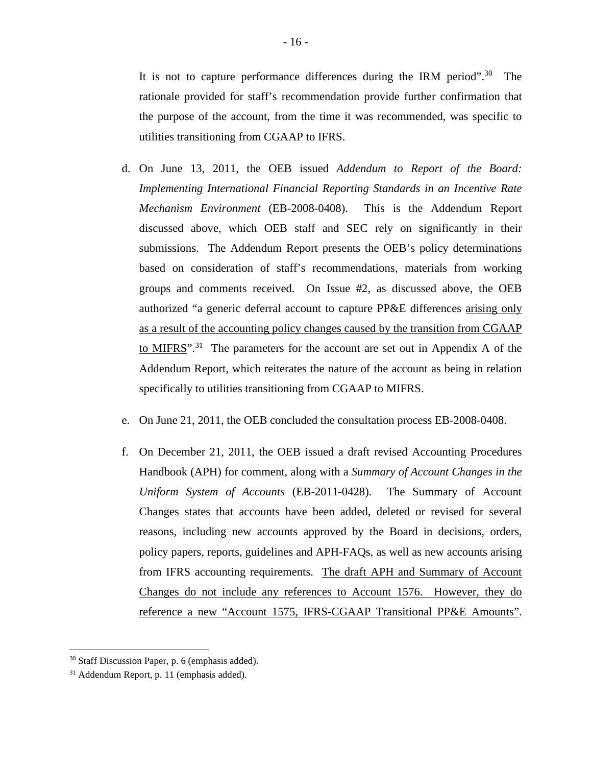It is not to capture performance differences during the IRM period".[30] The rationale provided for staff's recommendation provide further confirmation that the purpose of the account, from the time it was recommended, was specific to utilities transitioning from CGAAP to IFRS.

d. On June 13, 2011, the OEB issued *Addendum to Report of the Board: Implementing International Financial Reporting Standards in an Incentive Rate Mechanism Environment* (EB-2008-0408). This is the Addendum Report discussed above, which OEB staff and SEC rely on significantly in their submissions. The Addendum Report presents the OEB's policy determinations based on consideration of staff's recommendations, materials from working groups and comments received. On Issue #2, as discussed above, the OEB authorized "a generic deferral account to capture PP&E differences <u>arising only as a result of the accounting policy changes caused by the transition from CGAAP to MIFRS</u>".[31] The parameters for the account are set out in Appendix A of the Addendum Report, which reiterates the nature of the account as being in relation specifically to utilities transitioning from CGAAP to MIFRS.

e. On June 21, 2011, the OEB concluded the consultation process EB-2008-0408.

f. On December 21, 2011, the OEB issued a draft revised Accounting Procedures Handbook (APH) for comment, along with a *Summary of Account Changes in the Uniform System of Accounts* (EB-2011-0428). The Summary of Account Changes states that accounts have been added, deleted or revised for several reasons, including new accounts approved by the Board in decisions, orders, policy papers, reports, guidelines and APH-FAQs, as well as new accounts arising from IFRS accounting requirements. <u>The draft APH and Summary of Account Changes do not include any references to Account 1576. However, they do reference a new "Account 1575, IFRS-CGAAP Transitional PP&E Amounts"</u>.

---

[30] Staff Discussion Paper, p. 6 (emphasis added).

[31] Addendum Report, p. 11 (emphasis added).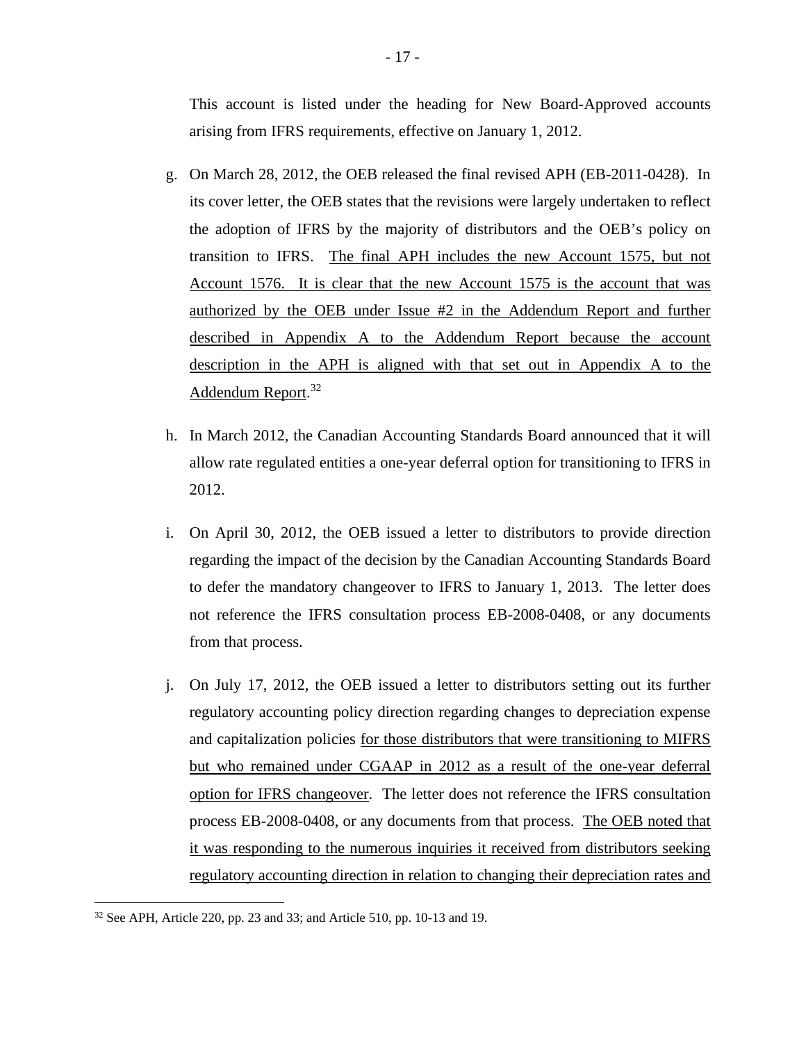This account is listed under the heading for New Board-Approved accounts arising from IFRS requirements, effective on January 1, 2012.

g. On March 28, 2012, the OEB released the final revised APH (EB-2011-0428). In its cover letter, the OEB states that the revisions were largely undertaken to reflect the adoption of IFRS by the majority of distributors and the OEB's policy on transition to IFRS. <u>The final APH includes the new Account 1575, but not Account 1576. It is clear that the new Account 1575 is the account that was authorized by the OEB under Issue #2 in the Addendum Report and further described in Appendix A to the Addendum Report because the account description in the APH is aligned with that set out in Appendix A to the Addendum Report</u>.[32]

h. In March 2012, the Canadian Accounting Standards Board announced that it will allow rate regulated entities a one-year deferral option for transitioning to IFRS in 2012.

i. On April 30, 2012, the OEB issued a letter to distributors to provide direction regarding the impact of the decision by the Canadian Accounting Standards Board to defer the mandatory changeover to IFRS to January 1, 2013. The letter does not reference the IFRS consultation process EB-2008-0408, or any documents from that process.

j. On July 17, 2012, the OEB issued a letter to distributors setting out its further regulatory accounting policy direction regarding changes to depreciation expense and capitalization policies <u>for those distributors that were transitioning to MIFRS but who remained under CGAAP in 2012 as a result of the one-year deferral option for IFRS changeover</u>. The letter does not reference the IFRS consultation process EB-2008-0408, or any documents from that process. <u>The OEB noted that it was responding to the numerous inquiries it received from distributors seeking regulatory accounting direction in relation to changing their depreciation rates and</u>

[32] See APH, Article 220, pp. 23 and 33; and Article 510, pp. 10-13 and 19.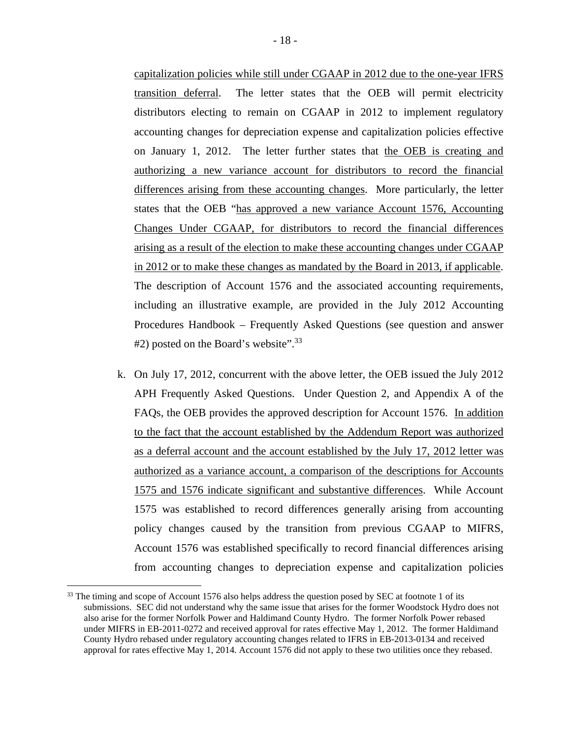capitalization policies while still under CGAAP in 2012 due to the one-year IFRS transition deferral. The letter states that the OEB will permit electricity distributors electing to remain on CGAAP in 2012 to implement regulatory accounting changes for depreciation expense and capitalization policies effective on January 1, 2012. The letter further states that the OEB is creating and authorizing a new variance account for distributors to record the financial differences arising from these accounting changes. More particularly, the letter states that the OEB "has approved a new variance Account 1576, Accounting Changes Under CGAAP, for distributors to record the financial differences arising as a result of the election to make these accounting changes under CGAAP in 2012 or to make these changes as mandated by the Board in 2013, if applicable. The description of Account 1576 and the associated accounting requirements, including an illustrative example, are provided in the July 2012 Accounting Procedures Handbook – Frequently Asked Questions (see question and answer #2) posted on the Board's website".[33]

k. On July 17, 2012, concurrent with the above letter, the OEB issued the July 2012 APH Frequently Asked Questions. Under Question 2, and Appendix A of the FAQs, the OEB provides the approved description for Account 1576. In addition to the fact that the account established by the Addendum Report was authorized as a deferral account and the account established by the July 17, 2012 letter was authorized as a variance account, a comparison of the descriptions for Accounts 1575 and 1576 indicate significant and substantive differences. While Account 1575 was established to record differences generally arising from accounting policy changes caused by the transition from previous CGAAP to MIFRS, Account 1576 was established specifically to record financial differences arising from accounting changes to depreciation expense and capitalization policies

[33] The timing and scope of Account 1576 also helps address the question posed by SEC at footnote 1 of its submissions. SEC did not understand why the same issue that arises for the former Woodstock Hydro does not also arise for the former Norfolk Power and Haldimand County Hydro. The former Norfolk Power rebased under MIFRS in EB-2011-0272 and received approval for rates effective May 1, 2012. The former Haldimand County Hydro rebased under regulatory accounting changes related to IFRS in EB-2013-0134 and received approval for rates effective May 1, 2014. Account 1576 did not apply to these two utilities once they rebased.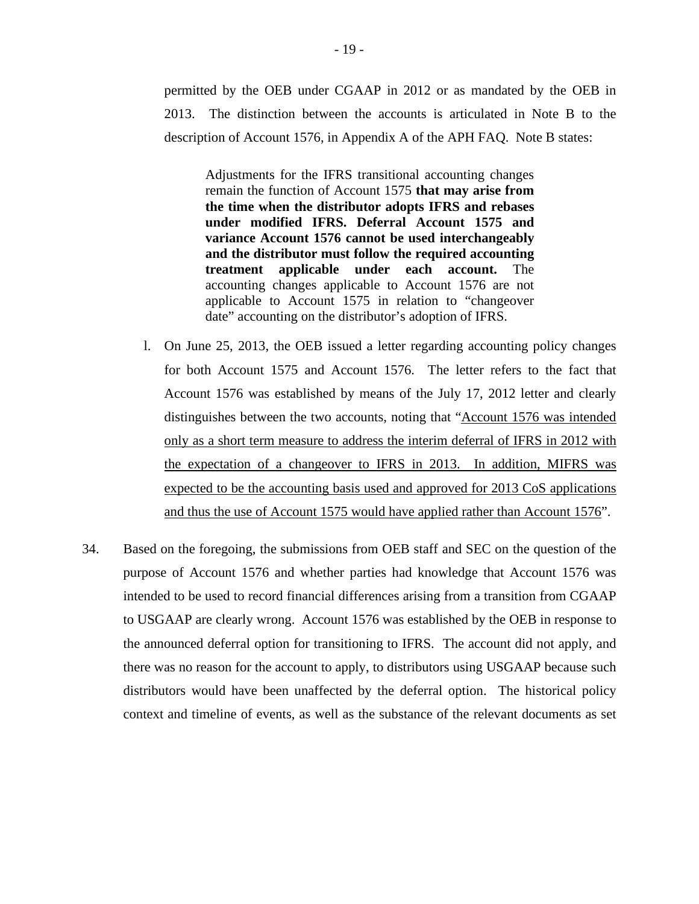permitted by the OEB under CGAAP in 2012 or as mandated by the OEB in 2013. The distinction between the accounts is articulated in Note B to the description of Account 1576, in Appendix A of the APH FAQ. Note B states:

> Adjustments for the IFRS transitional accounting changes remain the function of Account 1575 **that may arise from the time when the distributor adopts IFRS and rebases under modified IFRS. Deferral Account 1575 and variance Account 1576 cannot be used interchangeably and the distributor must follow the required accounting treatment applicable under each account.** The accounting changes applicable to Account 1576 are not applicable to Account 1575 in relation to "changeover date" accounting on the distributor's adoption of IFRS.

l. On June 25, 2013, the OEB issued a letter regarding accounting policy changes for both Account 1575 and Account 1576. The letter refers to the fact that Account 1576 was established by means of the July 17, 2012 letter and clearly distinguishes between the two accounts, noting that "<u>Account 1576 was intended only as a short term measure to address the interim deferral of IFRS in 2012 with the expectation of a changeover to IFRS in 2013. In addition, MIFRS was expected to be the accounting basis used and approved for 2013 CoS applications and thus the use of Account 1575 would have applied rather than Account 1576</u>".

34. Based on the foregoing, the submissions from OEB staff and SEC on the question of the purpose of Account 1576 and whether parties had knowledge that Account 1576 was intended to be used to record financial differences arising from a transition from CGAAP to USGAAP are clearly wrong. Account 1576 was established by the OEB in response to the announced deferral option for transitioning to IFRS. The account did not apply, and there was no reason for the account to apply, to distributors using USGAAP because such distributors would have been unaffected by the deferral option. The historical policy context and timeline of events, as well as the substance of the relevant documents as set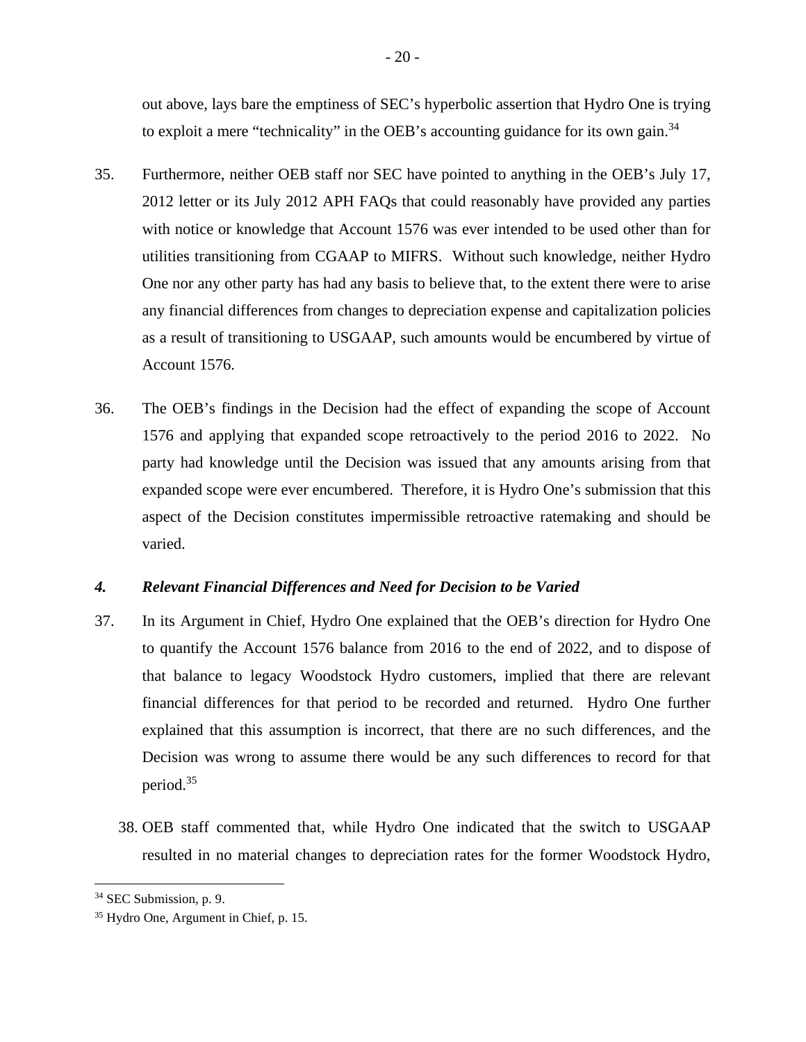out above, lays bare the emptiness of SEC's hyperbolic assertion that Hydro One is trying to exploit a mere "technicality" in the OEB's accounting guidance for its own gain.[34]

35. Furthermore, neither OEB staff nor SEC have pointed to anything in the OEB's July 17, 2012 letter or its July 2012 APH FAQs that could reasonably have provided any parties with notice or knowledge that Account 1576 was ever intended to be used other than for utilities transitioning from CGAAP to MIFRS. Without such knowledge, neither Hydro One nor any other party has had any basis to believe that, to the extent there were to arise any financial differences from changes to depreciation expense and capitalization policies as a result of transitioning to USGAAP, such amounts would be encumbered by virtue of Account 1576.

36. The OEB's findings in the Decision had the effect of expanding the scope of Account 1576 and applying that expanded scope retroactively to the period 2016 to 2022. No party had knowledge until the Decision was issued that any amounts arising from that expanded scope were ever encumbered. Therefore, it is Hydro One's submission that this aspect of the Decision constitutes impermissible retroactive ratemaking and should be varied.

### *4. Relevant Financial Differences and Need for Decision to be Varied*

37. In its Argument in Chief, Hydro One explained that the OEB's direction for Hydro One to quantify the Account 1576 balance from 2016 to the end of 2022, and to dispose of that balance to legacy Woodstock Hydro customers, implied that there are relevant financial differences for that period to be recorded and returned. Hydro One further explained that this assumption is incorrect, that there are no such differences, and the Decision was wrong to assume there would be any such differences to record for that period.[35]

38. OEB staff commented that, while Hydro One indicated that the switch to USGAAP resulted in no material changes to depreciation rates for the former Woodstock Hydro,

---

[34] SEC Submission, p. 9.

[35] Hydro One, Argument in Chief, p. 15.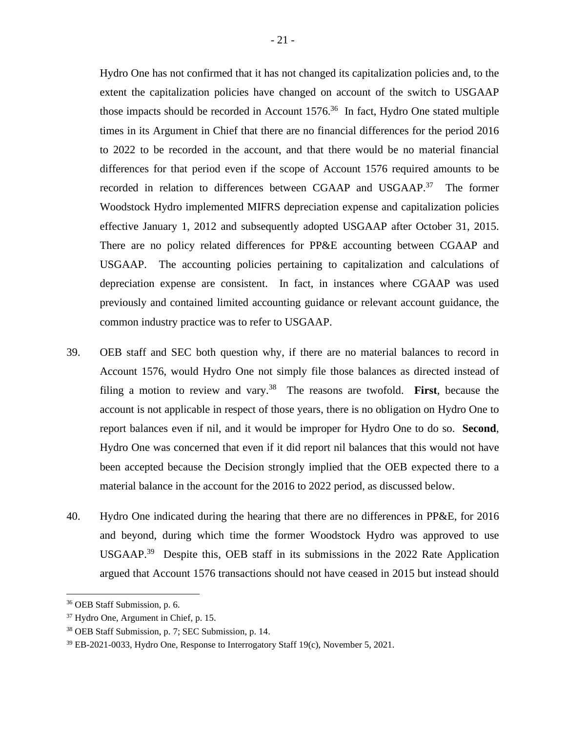Hydro One has not confirmed that it has not changed its capitalization policies and, to the extent the capitalization policies have changed on account of the switch to USGAAP those impacts should be recorded in Account 1576.[36] In fact, Hydro One stated multiple times in its Argument in Chief that there are no financial differences for the period 2016 to 2022 to be recorded in the account, and that there would be no material financial differences for that period even if the scope of Account 1576 required amounts to be recorded in relation to differences between CGAAP and USGAAP.[37] The former Woodstock Hydro implemented MIFRS depreciation expense and capitalization policies effective January 1, 2012 and subsequently adopted USGAAP after October 31, 2015. There are no policy related differences for PP&E accounting between CGAAP and USGAAP. The accounting policies pertaining to capitalization and calculations of depreciation expense are consistent. In fact, in instances where CGAAP was used previously and contained limited accounting guidance or relevant account guidance, the common industry practice was to refer to USGAAP.

39. OEB staff and SEC both question why, if there are no material balances to record in Account 1576, would Hydro One not simply file those balances as directed instead of filing a motion to review and vary.[38] The reasons are twofold. **First**, because the account is not applicable in respect of those years, there is no obligation on Hydro One to report balances even if nil, and it would be improper for Hydro One to do so. **Second**, Hydro One was concerned that even if it did report nil balances that this would not have been accepted because the Decision strongly implied that the OEB expected there to a material balance in the account for the 2016 to 2022 period, as discussed below.

40. Hydro One indicated during the hearing that there are no differences in PP&E, for 2016 and beyond, during which time the former Woodstock Hydro was approved to use USGAAP.[39] Despite this, OEB staff in its submissions in the 2022 Rate Application argued that Account 1576 transactions should not have ceased in 2015 but instead should

---

[36] OEB Staff Submission, p. 6.

[37] Hydro One, Argument in Chief, p. 15.

[38] OEB Staff Submission, p. 7; SEC Submission, p. 14.

[39] EB-2021-0033, Hydro One, Response to Interrogatory Staff 19(c), November 5, 2021.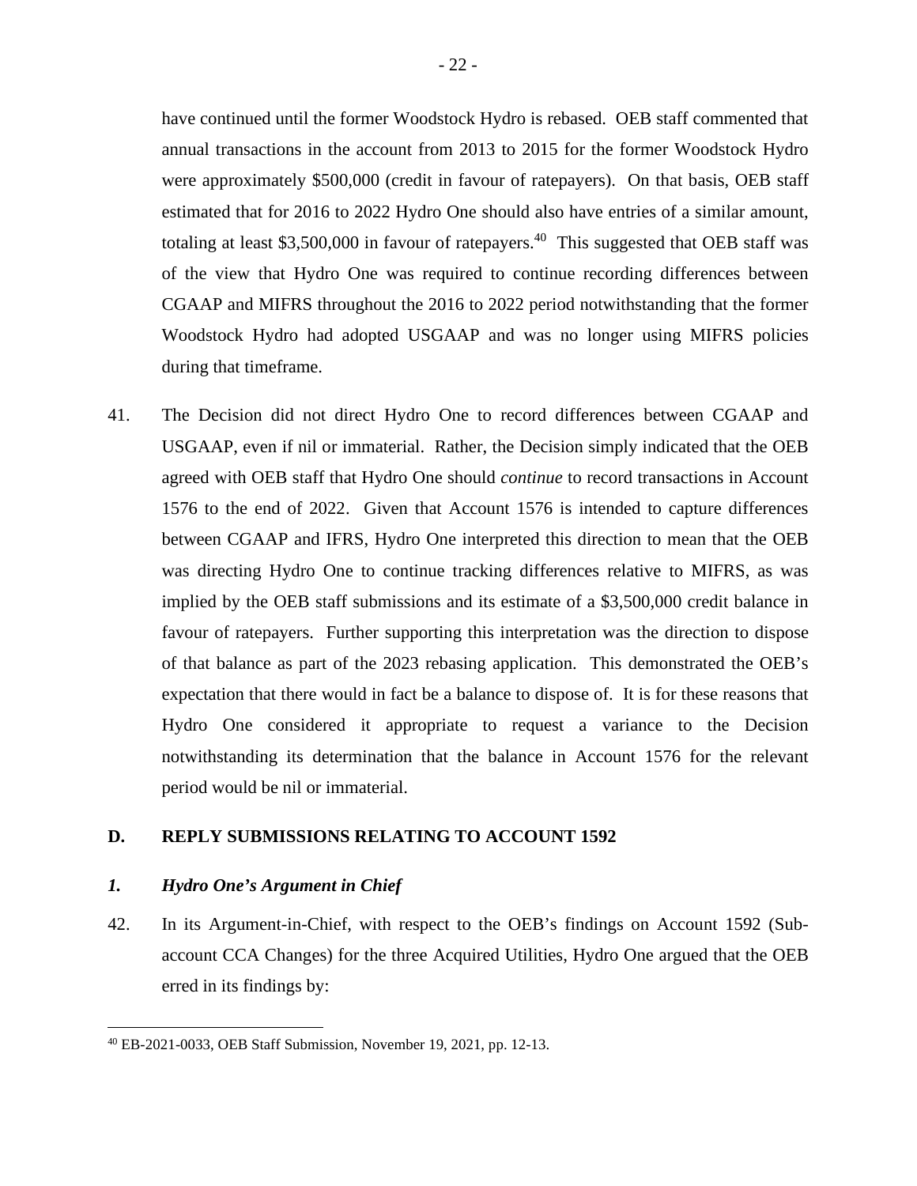have continued until the former Woodstock Hydro is rebased. OEB staff commented that annual transactions in the account from 2013 to 2015 for the former Woodstock Hydro were approximately $500,000 (credit in favour of ratepayers). On that basis, OEB staff estimated that for 2016 to 2022 Hydro One should also have entries of a similar amount, totaling at least $3,500,000 in favour of ratepayers.[40] This suggested that OEB staff was of the view that Hydro One was required to continue recording differences between CGAAP and MIFRS throughout the 2016 to 2022 period notwithstanding that the former Woodstock Hydro had adopted USGAAP and was no longer using MIFRS policies during that timeframe.

41. The Decision did not direct Hydro One to record differences between CGAAP and USGAAP, even if nil or immaterial. Rather, the Decision simply indicated that the OEB agreed with OEB staff that Hydro One should *continue* to record transactions in Account 1576 to the end of 2022. Given that Account 1576 is intended to capture differences between CGAAP and IFRS, Hydro One interpreted this direction to mean that the OEB was directing Hydro One to continue tracking differences relative to MIFRS, as was implied by the OEB staff submissions and its estimate of a $3,500,000 credit balance in favour of ratepayers. Further supporting this interpretation was the direction to dispose of that balance as part of the 2023 rebasing application. This demonstrated the OEB's expectation that there would in fact be a balance to dispose of. It is for these reasons that Hydro One considered it appropriate to request a variance to the Decision notwithstanding its determination that the balance in Account 1576 for the relevant period would be nil or immaterial.

## D. REPLY SUBMISSIONS RELATING TO ACCOUNT 1592

### *1. Hydro One's Argument in Chief*

42. In its Argument-in-Chief, with respect to the OEB's findings on Account 1592 (Sub-account CCA Changes) for the three Acquired Utilities, Hydro One argued that the OEB erred in its findings by:

[40] EB-2021-0033, OEB Staff Submission, November 19, 2021, pp. 12-13.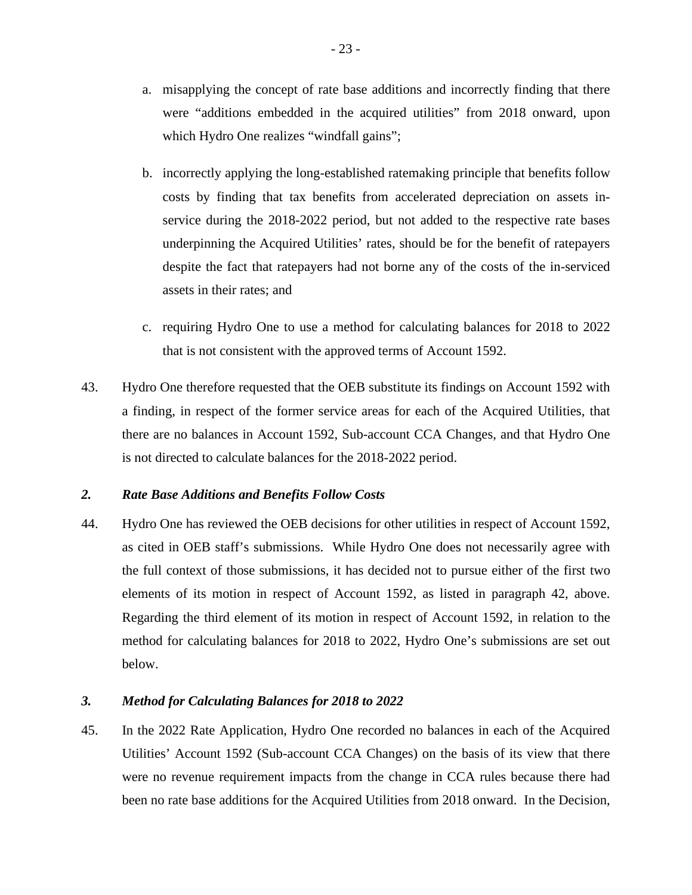a. misapplying the concept of rate base additions and incorrectly finding that there were "additions embedded in the acquired utilities" from 2018 onward, upon which Hydro One realizes "windfall gains";

b. incorrectly applying the long-established ratemaking principle that benefits follow costs by finding that tax benefits from accelerated depreciation on assets in-service during the 2018-2022 period, but not added to the respective rate bases underpinning the Acquired Utilities' rates, should be for the benefit of ratepayers despite the fact that ratepayers had not borne any of the costs of the in-serviced assets in their rates; and

c. requiring Hydro One to use a method for calculating balances for 2018 to 2022 that is not consistent with the approved terms of Account 1592.

43. Hydro One therefore requested that the OEB substitute its findings on Account 1592 with a finding, in respect of the former service areas for each of the Acquired Utilities, that there are no balances in Account 1592, Sub-account CCA Changes, and that Hydro One is not directed to calculate balances for the 2018-2022 period.

### *2. Rate Base Additions and Benefits Follow Costs*

44. Hydro One has reviewed the OEB decisions for other utilities in respect of Account 1592, as cited in OEB staff's submissions. While Hydro One does not necessarily agree with the full context of those submissions, it has decided not to pursue either of the first two elements of its motion in respect of Account 1592, as listed in paragraph 42, above. Regarding the third element of its motion in respect of Account 1592, in relation to the method for calculating balances for 2018 to 2022, Hydro One's submissions are set out below.

### *3. Method for Calculating Balances for 2018 to 2022*

45. In the 2022 Rate Application, Hydro One recorded no balances in each of the Acquired Utilities' Account 1592 (Sub-account CCA Changes) on the basis of its view that there were no revenue requirement impacts from the change in CCA rules because there had been no rate base additions for the Acquired Utilities from 2018 onward. In the Decision,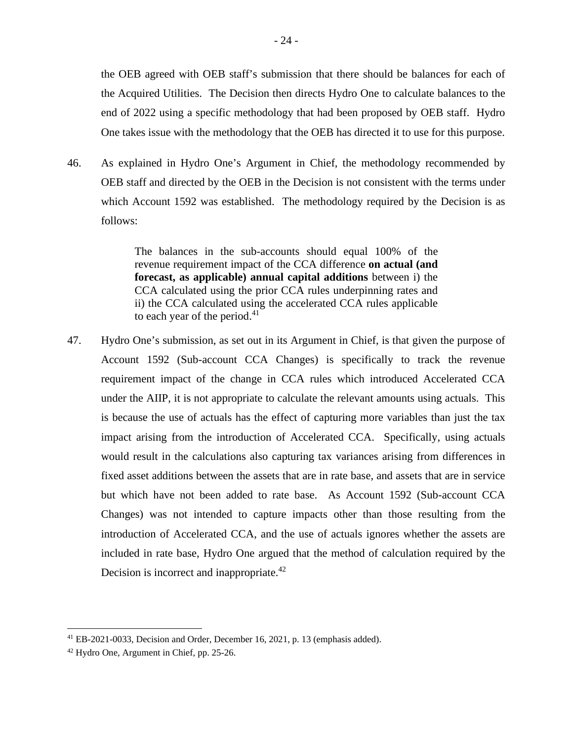the OEB agreed with OEB staff's submission that there should be balances for each of the Acquired Utilities. The Decision then directs Hydro One to calculate balances to the end of 2022 using a specific methodology that had been proposed by OEB staff. Hydro One takes issue with the methodology that the OEB has directed it to use for this purpose.

46. As explained in Hydro One's Argument in Chief, the methodology recommended by OEB staff and directed by the OEB in the Decision is not consistent with the terms under which Account 1592 was established. The methodology required by the Decision is as follows:

> The balances in the sub-accounts should equal 100% of the revenue requirement impact of the CCA difference **on actual (and forecast, as applicable) annual capital additions** between i) the CCA calculated using the prior CCA rules underpinning rates and ii) the CCA calculated using the accelerated CCA rules applicable to each year of the period.[41]

47. Hydro One's submission, as set out in its Argument in Chief, is that given the purpose of Account 1592 (Sub-account CCA Changes) is specifically to track the revenue requirement impact of the change in CCA rules which introduced Accelerated CCA under the AIIP, it is not appropriate to calculate the relevant amounts using actuals. This is because the use of actuals has the effect of capturing more variables than just the tax impact arising from the introduction of Accelerated CCA. Specifically, using actuals would result in the calculations also capturing tax variances arising from differences in fixed asset additions between the assets that are in rate base, and assets that are in service but which have not been added to rate base. As Account 1592 (Sub-account CCA Changes) was not intended to capture impacts other than those resulting from the introduction of Accelerated CCA, and the use of actuals ignores whether the assets are included in rate base, Hydro One argued that the method of calculation required by the Decision is incorrect and inappropriate.[42]

---

[41] EB-2021-0033, Decision and Order, December 16, 2021, p. 13 (emphasis added).

[42] Hydro One, Argument in Chief, pp. 25-26.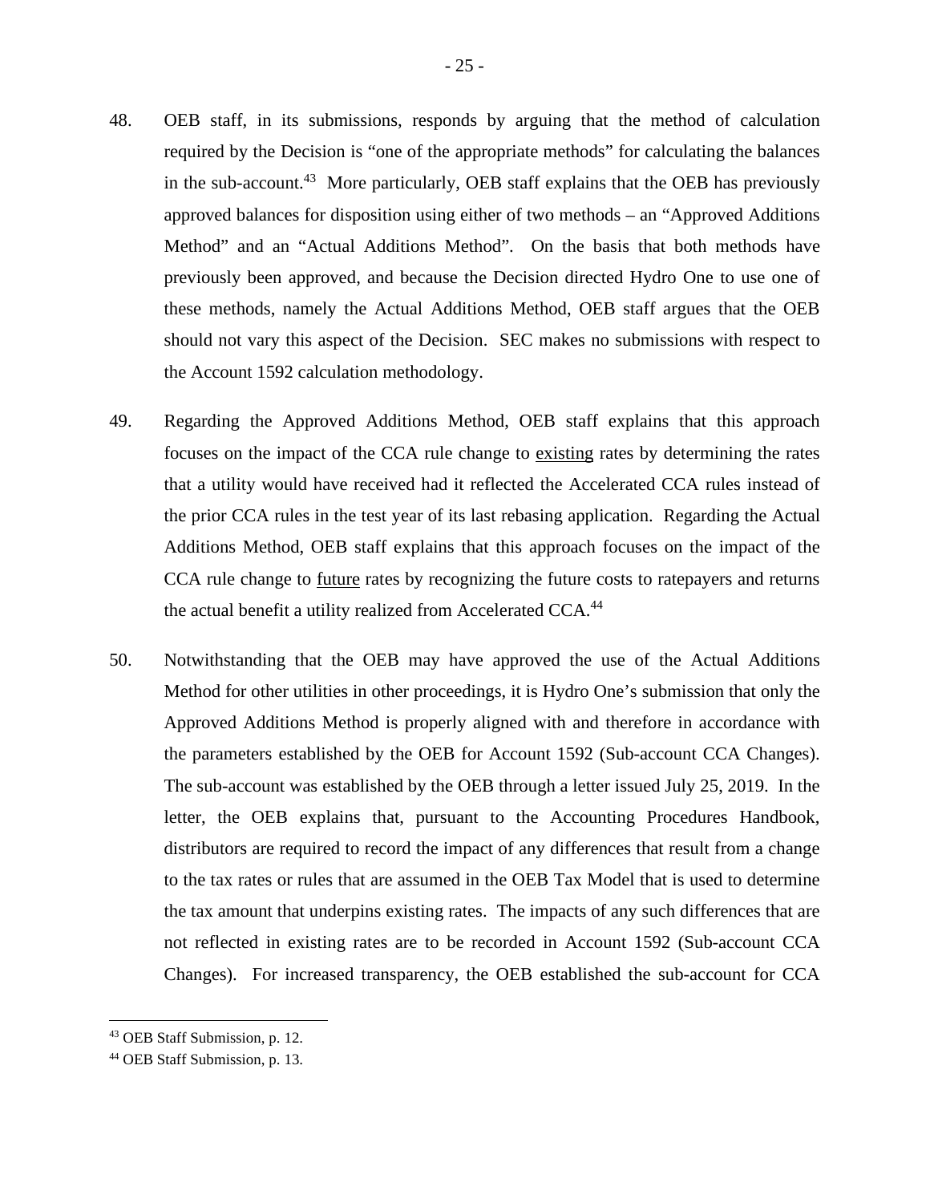48. OEB staff, in its submissions, responds by arguing that the method of calculation required by the Decision is "one of the appropriate methods" for calculating the balances in the sub-account.[43] More particularly, OEB staff explains that the OEB has previously approved balances for disposition using either of two methods – an "Approved Additions Method" and an "Actual Additions Method". On the basis that both methods have previously been approved, and because the Decision directed Hydro One to use one of these methods, namely the Actual Additions Method, OEB staff argues that the OEB should not vary this aspect of the Decision. SEC makes no submissions with respect to the Account 1592 calculation methodology.

49. Regarding the Approved Additions Method, OEB staff explains that this approach focuses on the impact of the CCA rule change to <u>existing</u> rates by determining the rates that a utility would have received had it reflected the Accelerated CCA rules instead of the prior CCA rules in the test year of its last rebasing application. Regarding the Actual Additions Method, OEB staff explains that this approach focuses on the impact of the CCA rule change to <u>future</u> rates by recognizing the future costs to ratepayers and returns the actual benefit a utility realized from Accelerated CCA.[44]

50. Notwithstanding that the OEB may have approved the use of the Actual Additions Method for other utilities in other proceedings, it is Hydro One's submission that only the Approved Additions Method is properly aligned with and therefore in accordance with the parameters established by the OEB for Account 1592 (Sub-account CCA Changes). The sub-account was established by the OEB through a letter issued July 25, 2019. In the letter, the OEB explains that, pursuant to the Accounting Procedures Handbook, distributors are required to record the impact of any differences that result from a change to the tax rates or rules that are assumed in the OEB Tax Model that is used to determine the tax amount that underpins existing rates. The impacts of any such differences that are not reflected in existing rates are to be recorded in Account 1592 (Sub-account CCA Changes). For increased transparency, the OEB established the sub-account for CCA

---

[43] OEB Staff Submission, p. 12.

[44] OEB Staff Submission, p. 13.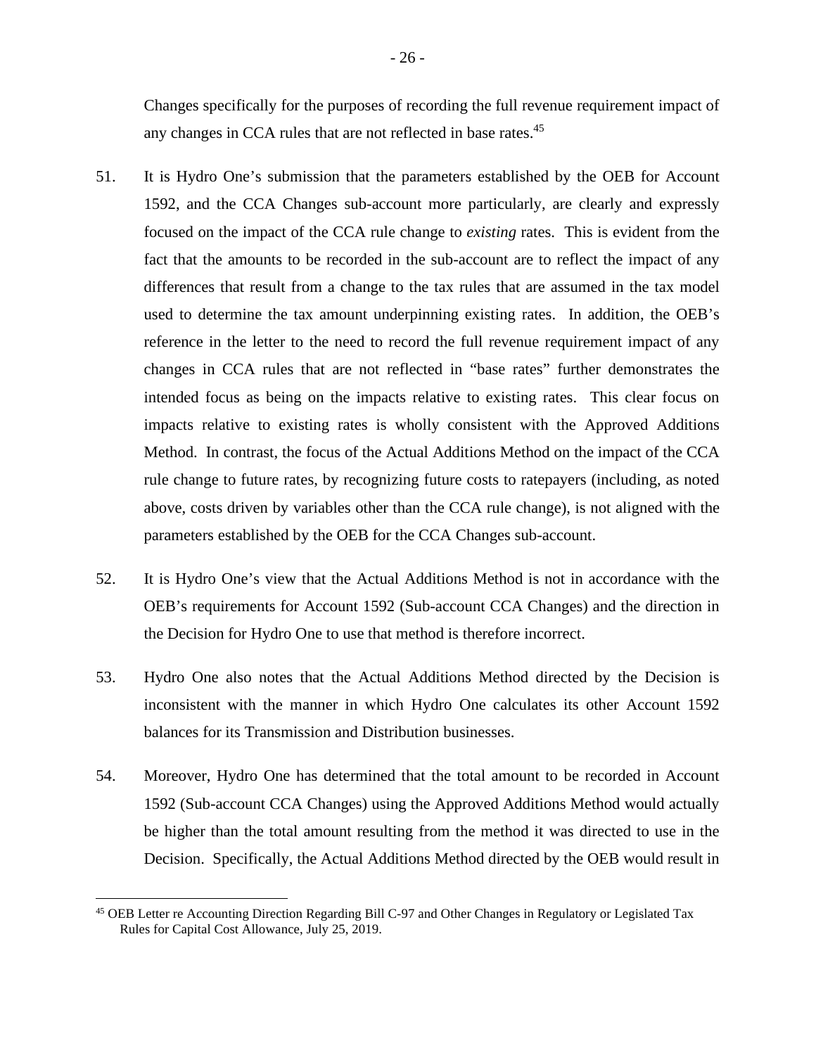Changes specifically for the purposes of recording the full revenue requirement impact of any changes in CCA rules that are not reflected in base rates.[45]

51. It is Hydro One's submission that the parameters established by the OEB for Account 1592, and the CCA Changes sub-account more particularly, are clearly and expressly focused on the impact of the CCA rule change to *existing* rates. This is evident from the fact that the amounts to be recorded in the sub-account are to reflect the impact of any differences that result from a change to the tax rules that are assumed in the tax model used to determine the tax amount underpinning existing rates. In addition, the OEB's reference in the letter to the need to record the full revenue requirement impact of any changes in CCA rules that are not reflected in "base rates" further demonstrates the intended focus as being on the impacts relative to existing rates. This clear focus on impacts relative to existing rates is wholly consistent with the Approved Additions Method. In contrast, the focus of the Actual Additions Method on the impact of the CCA rule change to future rates, by recognizing future costs to ratepayers (including, as noted above, costs driven by variables other than the CCA rule change), is not aligned with the parameters established by the OEB for the CCA Changes sub-account.

52. It is Hydro One's view that the Actual Additions Method is not in accordance with the OEB's requirements for Account 1592 (Sub-account CCA Changes) and the direction in the Decision for Hydro One to use that method is therefore incorrect.

53. Hydro One also notes that the Actual Additions Method directed by the Decision is inconsistent with the manner in which Hydro One calculates its other Account 1592 balances for its Transmission and Distribution businesses.

54. Moreover, Hydro One has determined that the total amount to be recorded in Account 1592 (Sub-account CCA Changes) using the Approved Additions Method would actually be higher than the total amount resulting from the method it was directed to use in the Decision. Specifically, the Actual Additions Method directed by the OEB would result in

---

[45] OEB Letter re Accounting Direction Regarding Bill C-97 and Other Changes in Regulatory or Legislated Tax Rules for Capital Cost Allowance, July 25, 2019.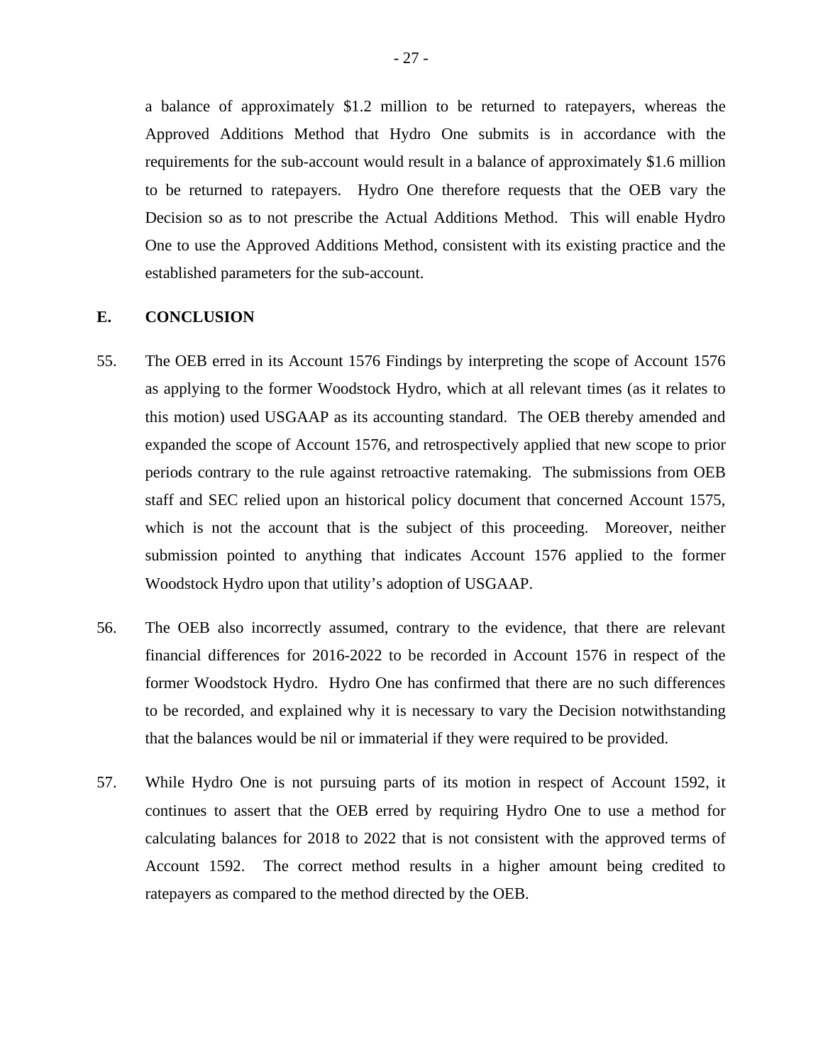a balance of approximately $1.2 million to be returned to ratepayers, whereas the Approved Additions Method that Hydro One submits is in accordance with the requirements for the sub-account would result in a balance of approximately $1.6 million to be returned to ratepayers. Hydro One therefore requests that the OEB vary the Decision so as to not prescribe the Actual Additions Method. This will enable Hydro One to use the Approved Additions Method, consistent with its existing practice and the established parameters for the sub-account.

## E. CONCLUSION

55. The OEB erred in its Account 1576 Findings by interpreting the scope of Account 1576 as applying to the former Woodstock Hydro, which at all relevant times (as it relates to this motion) used USGAAP as its accounting standard. The OEB thereby amended and expanded the scope of Account 1576, and retrospectively applied that new scope to prior periods contrary to the rule against retroactive ratemaking. The submissions from OEB staff and SEC relied upon an historical policy document that concerned Account 1575, which is not the account that is the subject of this proceeding. Moreover, neither submission pointed to anything that indicates Account 1576 applied to the former Woodstock Hydro upon that utility's adoption of USGAAP.

56. The OEB also incorrectly assumed, contrary to the evidence, that there are relevant financial differences for 2016-2022 to be recorded in Account 1576 in respect of the former Woodstock Hydro. Hydro One has confirmed that there are no such differences to be recorded, and explained why it is necessary to vary the Decision notwithstanding that the balances would be nil or immaterial if they were required to be provided.

57. While Hydro One is not pursuing parts of its motion in respect of Account 1592, it continues to assert that the OEB erred by requiring Hydro One to use a method for calculating balances for 2018 to 2022 that is not consistent with the approved terms of Account 1592. The correct method results in a higher amount being credited to ratepayers as compared to the method directed by the OEB.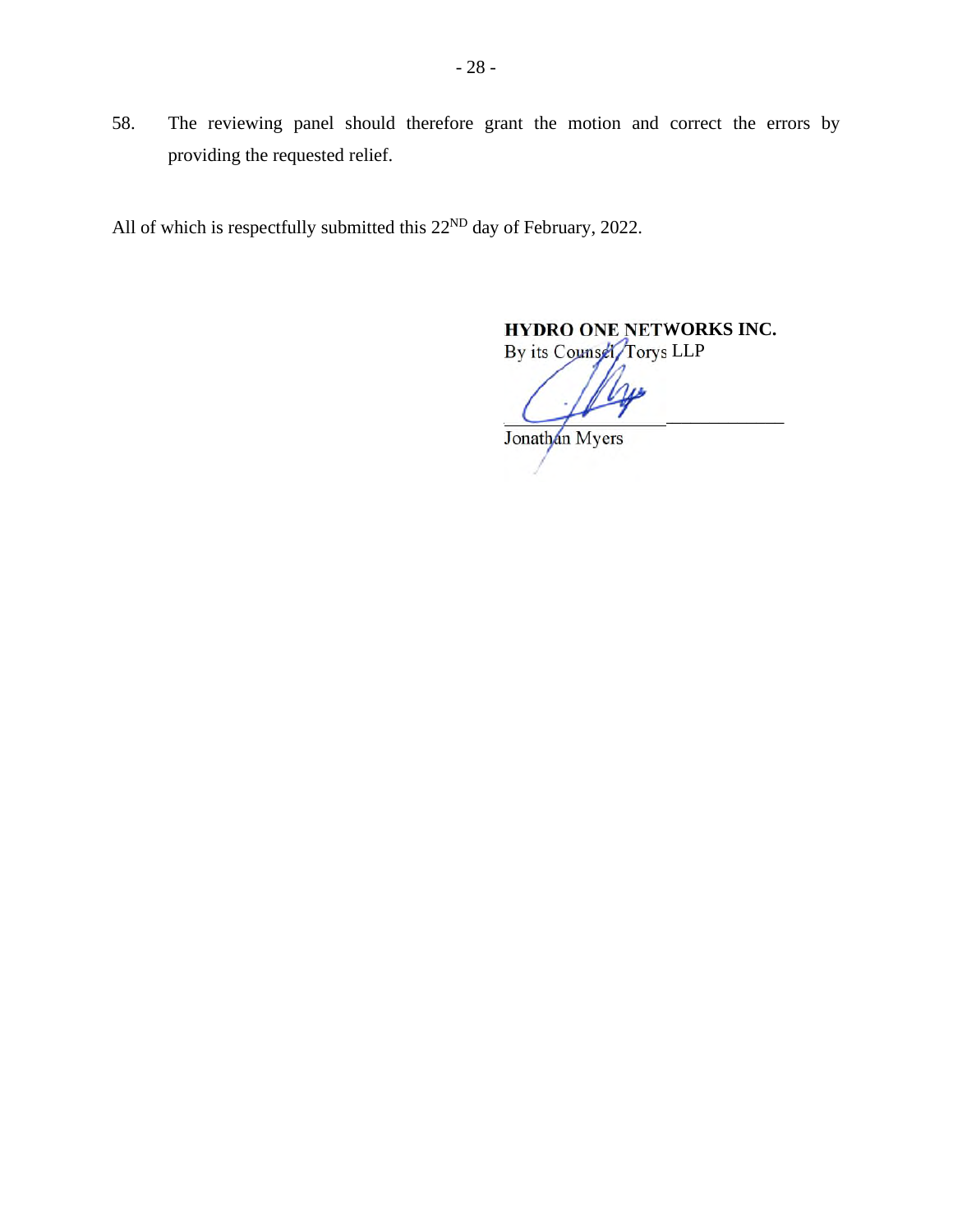58. The reviewing panel should therefore grant the motion and correct the errors by providing the requested relief.

All of which is respectfully submitted this 22ND day of February, 2022.

**HYDRO ONE NETWORKS INC.**
By its Counsel, Torys LLP

\_\_\_\_\_\_\_\_\_\_\_\_\_\_\_\_\_\_\_\_\_\_\_\_\_\_\_\_\_\_
Jonathan Myers